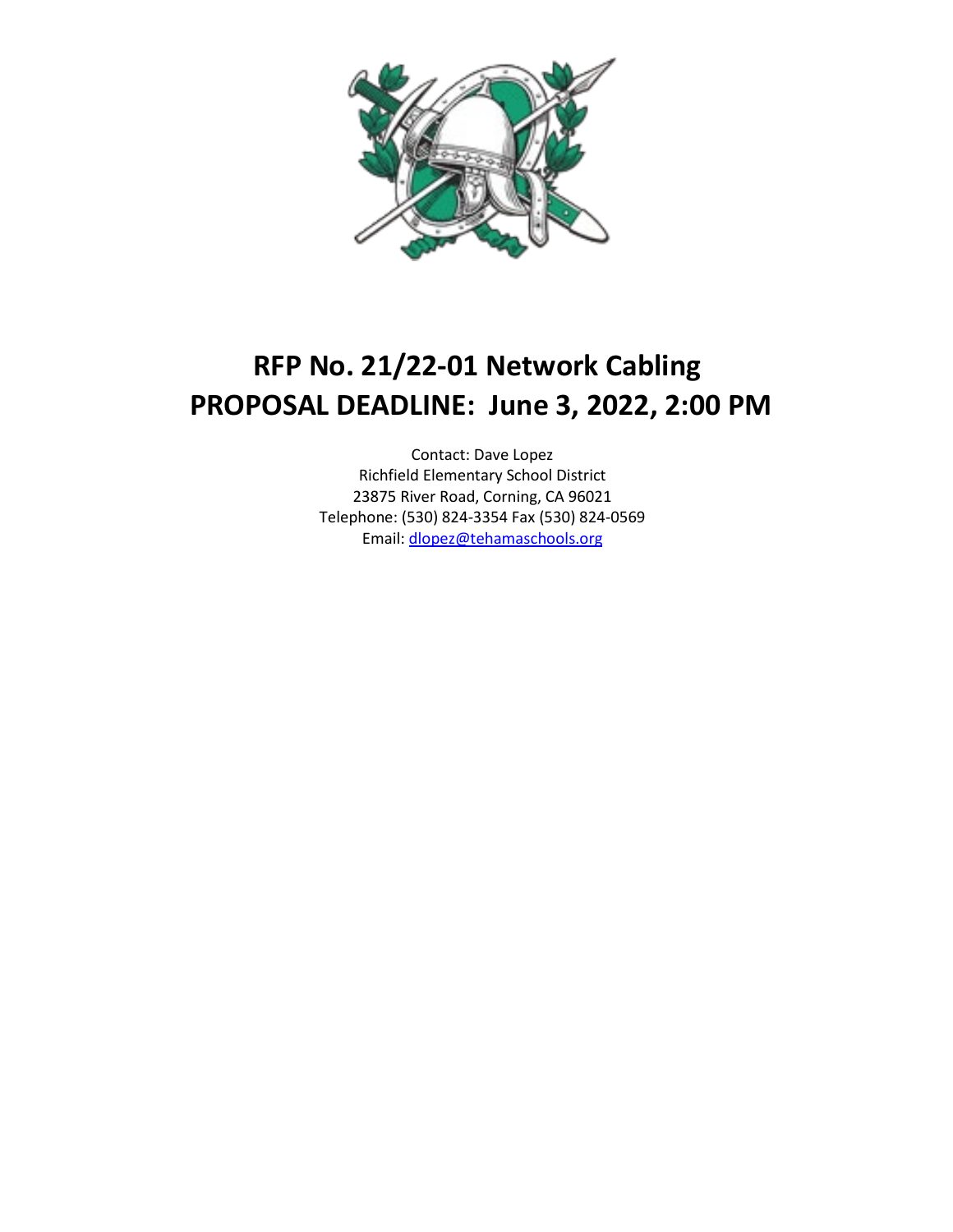# RFP No. 21/22-01 Network Cabling
# PROPOSAL DEADLINE: June 3, 2022, 2:00 PM

Contact: Dave Lopez
Richfield Elementary School District
23875 River Road, Corning, CA 96021
Telephone: (530) 824-3354 Fax (530) 824-0569
Email: dlopez@tehamaschools.org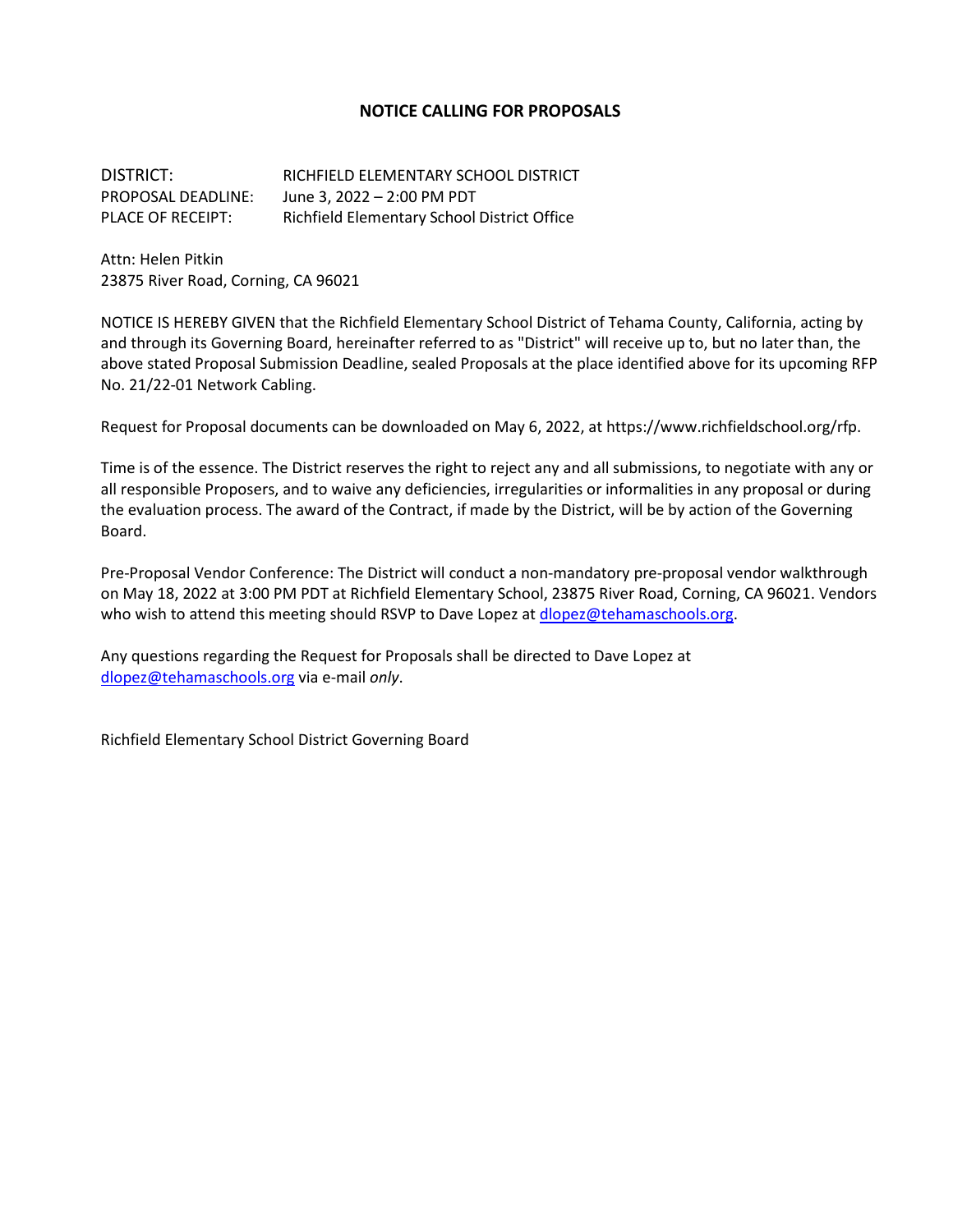# NOTICE CALLING FOR PROPOSALS

| | |
|---|---|
| DISTRICT: | RICHFIELD ELEMENTARY SCHOOL DISTRICT |
| PROPOSAL DEADLINE: | June 3, 2022 – 2:00 PM PDT |
| PLACE OF RECEIPT: | Richfield Elementary School District Office |

Attn: Helen Pitkin
23875 River Road, Corning, CA 96021

NOTICE IS HEREBY GIVEN that the Richfield Elementary School District of Tehama County, California, acting by and through its Governing Board, hereinafter referred to as "District" will receive up to, but no later than, the above stated Proposal Submission Deadline, sealed Proposals at the place identified above for its upcoming RFP No. 21/22-01 Network Cabling.

Request for Proposal documents can be downloaded on May 6, 2022, at https://www.richfieldschool.org/rfp.

Time is of the essence. The District reserves the right to reject any and all submissions, to negotiate with any or all responsible Proposers, and to waive any deficiencies, irregularities or informalities in any proposal or during the evaluation process. The award of the Contract, if made by the District, will be by action of the Governing Board.

Pre-Proposal Vendor Conference: The District will conduct a non-mandatory pre-proposal vendor walkthrough on May 18, 2022 at 3:00 PM PDT at Richfield Elementary School, 23875 River Road, Corning, CA 96021. Vendors who wish to attend this meeting should RSVP to Dave Lopez at dlopez@tehamaschools.org.

Any questions regarding the Request for Proposals shall be directed to Dave Lopez at dlopez@tehamaschools.org via e-mail *only*.

Richfield Elementary School District Governing Board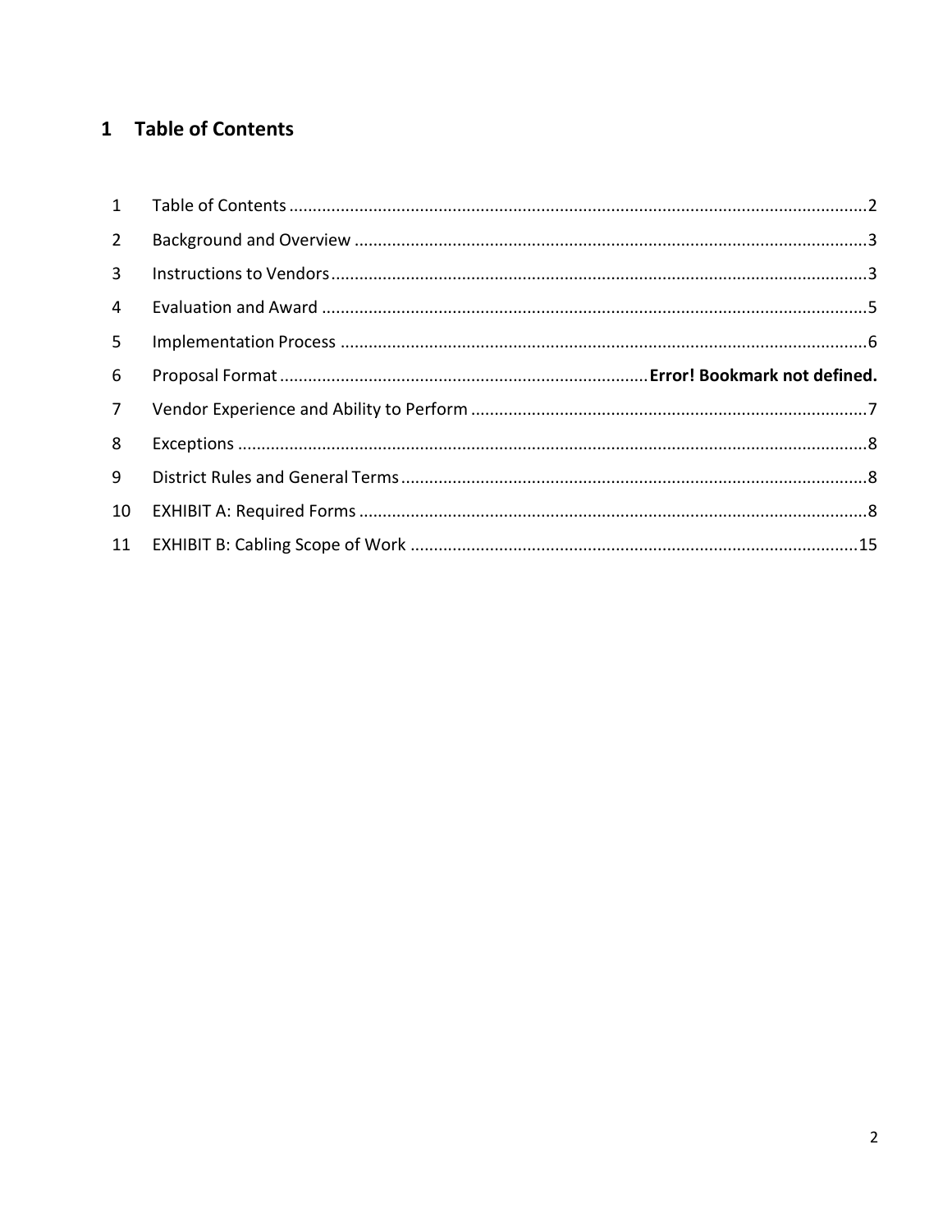# 1 Table of Contents

| | | |
|---|---|---|
| 1 | Table of Contents | 2 |
| 2 | Background and Overview | 3 |
| 3 | Instructions to Vendors | 3 |
| 4 | Evaluation and Award | 5 |
| 5 | Implementation Process | 6 |
| 6 | Proposal Format | **Error! Bookmark not defined.** |
| 7 | Vendor Experience and Ability to Perform | 7 |
| 8 | Exceptions | 8 |
| 9 | District Rules and General Terms | 8 |
| 10 | EXHIBIT A: Required Forms | 8 |
| 11 | EXHIBIT B: Cabling Scope of Work | 15 |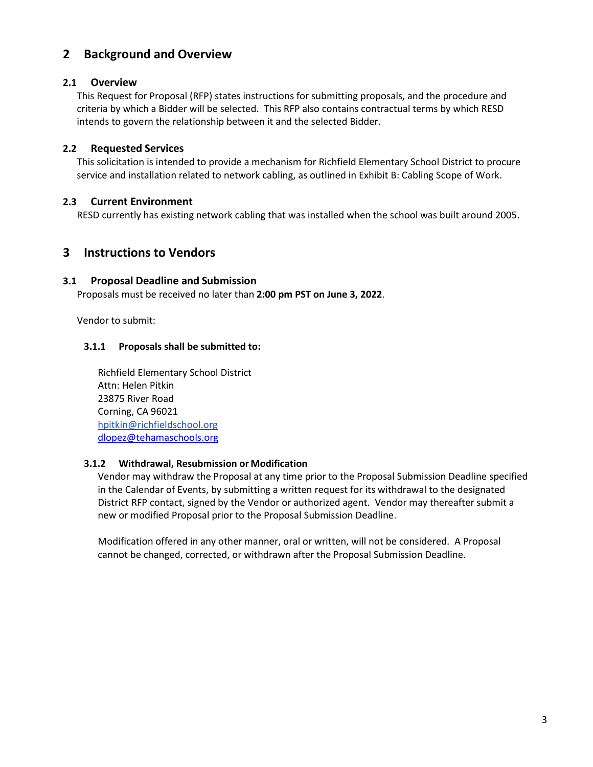# 2 Background and Overview

## 2.1 Overview

This Request for Proposal (RFP) states instructions for submitting proposals, and the procedure and criteria by which a Bidder will be selected. This RFP also contains contractual terms by which RESD intends to govern the relationship between it and the selected Bidder.

## 2.2 Requested Services

This solicitation is intended to provide a mechanism for Richfield Elementary School District to procure service and installation related to network cabling, as outlined in Exhibit B: Cabling Scope of Work.

## 2.3 Current Environment

RESD currently has existing network cabling that was installed when the school was built around 2005.

# 3 Instructions to Vendors

## 3.1 Proposal Deadline and Submission

Proposals must be received no later than **2:00 pm PST on June 3, 2022**.

Vendor to submit:

### 3.1.1 Proposals shall be submitted to:

Richfield Elementary School District
Attn: Helen Pitkin
23875 River Road
Corning, CA 96021
hpitkin@richfieldschool.org
dlopez@tehamaschools.org

### 3.1.2 Withdrawal, Resubmission or Modification

Vendor may withdraw the Proposal at any time prior to the Proposal Submission Deadline specified in the Calendar of Events, by submitting a written request for its withdrawal to the designated District RFP contact, signed by the Vendor or authorized agent. Vendor may thereafter submit a new or modified Proposal prior to the Proposal Submission Deadline.

Modification offered in any other manner, oral or written, will not be considered. A Proposal cannot be changed, corrected, or withdrawn after the Proposal Submission Deadline.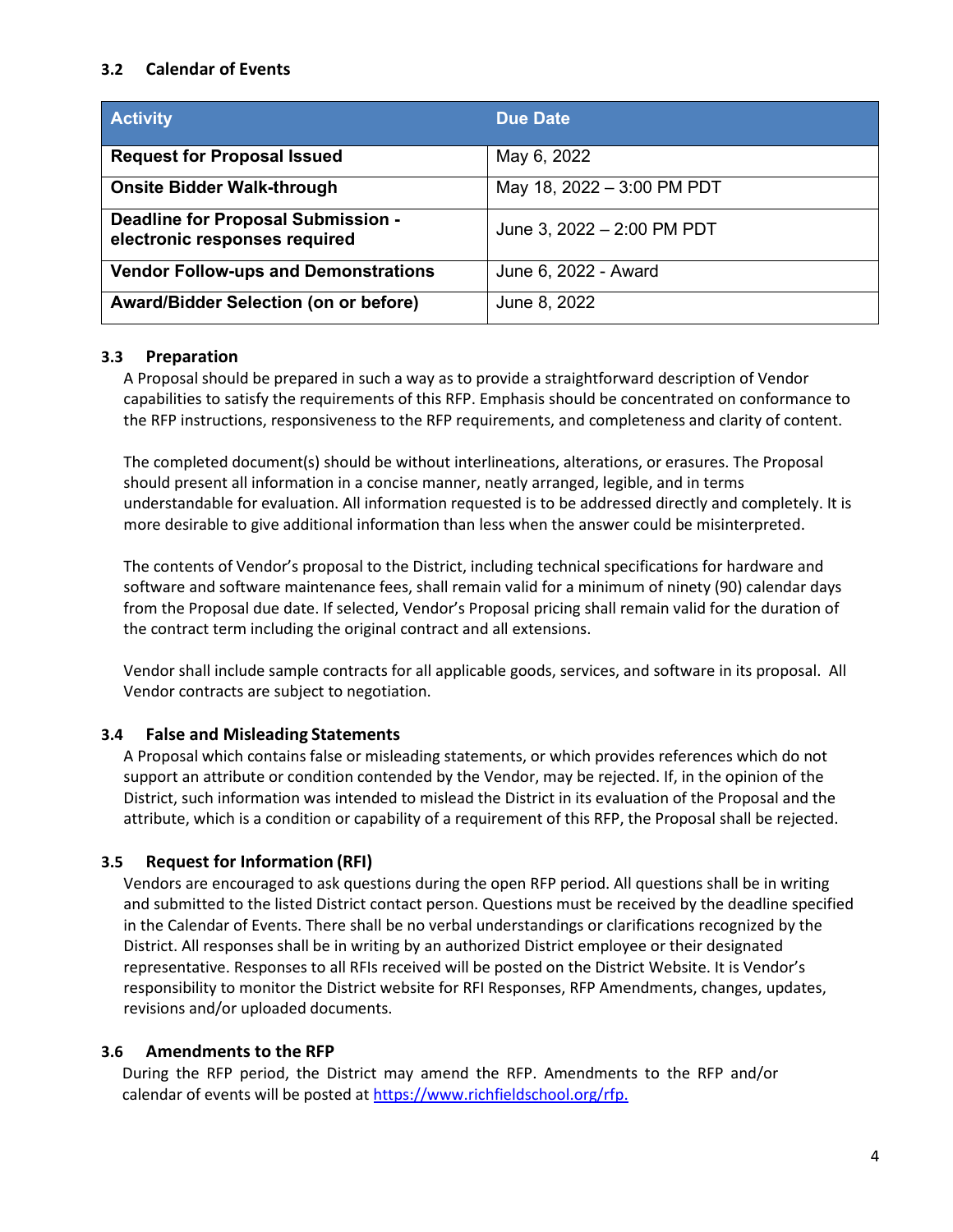### 3.2 Calendar of Events

| Activity | Due Date |
|---|---|
| **Request for Proposal Issued** | May 6, 2022 |
| **Onsite Bidder Walk-through** | May 18, 2022 – 3:00 PM PDT |
| **Deadline for Proposal Submission - electronic responses required** | June 3, 2022 – 2:00 PM PDT |
| **Vendor Follow-ups and Demonstrations** | June 6, 2022 - Award |
| **Award/Bidder Selection (on or before)** | June 8, 2022 |

### 3.3 Preparation

A Proposal should be prepared in such a way as to provide a straightforward description of Vendor capabilities to satisfy the requirements of this RFP. Emphasis should be concentrated on conformance to the RFP instructions, responsiveness to the RFP requirements, and completeness and clarity of content.

The completed document(s) should be without interlineations, alterations, or erasures. The Proposal should present all information in a concise manner, neatly arranged, legible, and in terms understandable for evaluation. All information requested is to be addressed directly and completely. It is more desirable to give additional information than less when the answer could be misinterpreted.

The contents of Vendor's proposal to the District, including technical specifications for hardware and software and software maintenance fees, shall remain valid for a minimum of ninety (90) calendar days from the Proposal due date. If selected, Vendor's Proposal pricing shall remain valid for the duration of the contract term including the original contract and all extensions.

Vendor shall include sample contracts for all applicable goods, services, and software in its proposal. All Vendor contracts are subject to negotiation.

### 3.4 False and Misleading Statements

A Proposal which contains false or misleading statements, or which provides references which do not support an attribute or condition contended by the Vendor, may be rejected. If, in the opinion of the District, such information was intended to mislead the District in its evaluation of the Proposal and the attribute, which is a condition or capability of a requirement of this RFP, the Proposal shall be rejected.

### 3.5 Request for Information (RFI)

Vendors are encouraged to ask questions during the open RFP period. All questions shall be in writing and submitted to the listed District contact person. Questions must be received by the deadline specified in the Calendar of Events. There shall be no verbal understandings or clarifications recognized by the District. All responses shall be in writing by an authorized District employee or their designated representative. Responses to all RFIs received will be posted on the District Website. It is Vendor's responsibility to monitor the District website for RFI Responses, RFP Amendments, changes, updates, revisions and/or uploaded documents.

### 3.6 Amendments to the RFP

During the RFP period, the District may amend the RFP. Amendments to the RFP and/or calendar of events will be posted at [https://www.richfieldschool.org/rfp.](https://www.richfieldschool.org/rfp)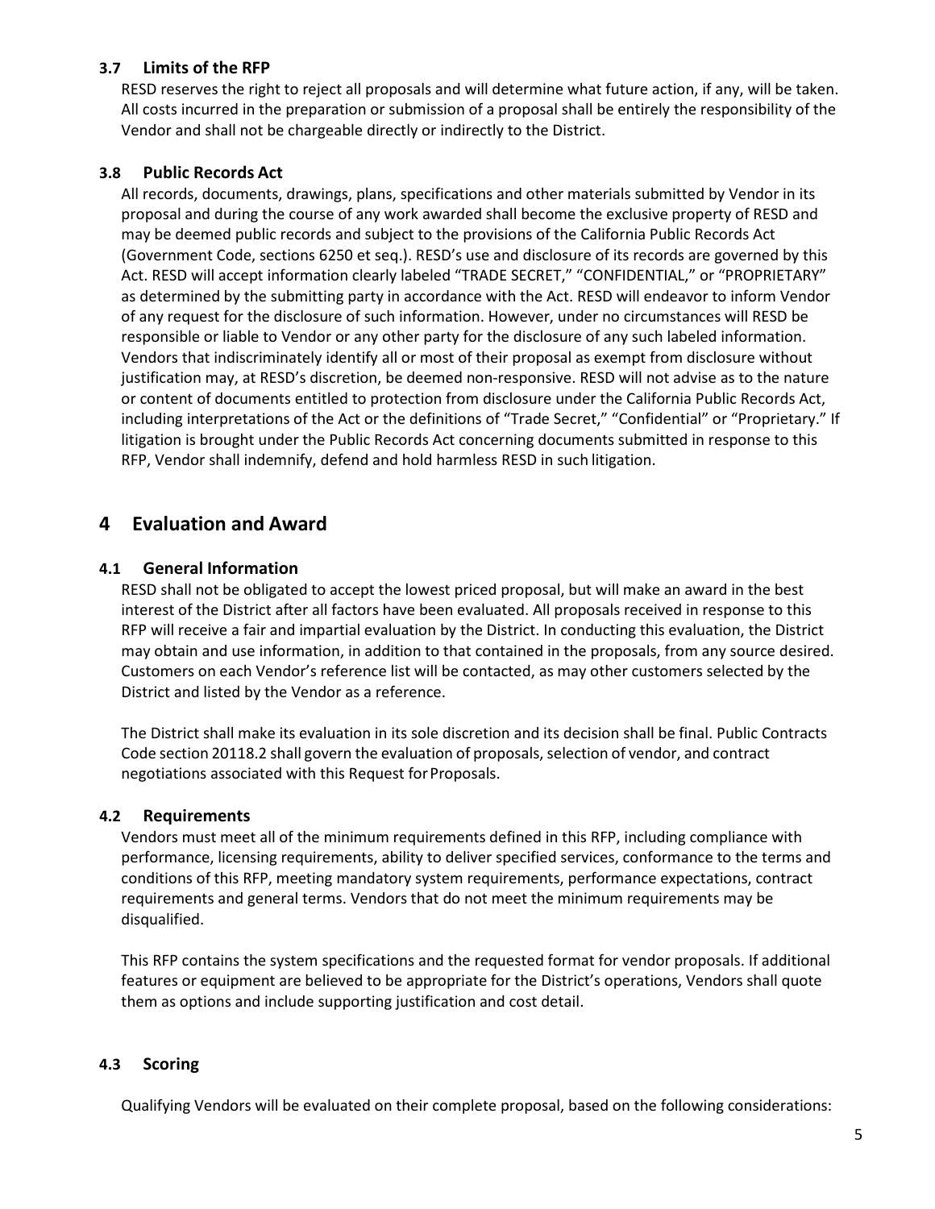### 3.7 Limits of the RFP

RESD reserves the right to reject all proposals and will determine what future action, if any, will be taken. All costs incurred in the preparation or submission of a proposal shall be entirely the responsibility of the Vendor and shall not be chargeable directly or indirectly to the District.

### 3.8 Public Records Act

All records, documents, drawings, plans, specifications and other materials submitted by Vendor in its proposal and during the course of any work awarded shall become the exclusive property of RESD and may be deemed public records and subject to the provisions of the California Public Records Act (Government Code, sections 6250 et seq.). RESD's use and disclosure of its records are governed by this Act. RESD will accept information clearly labeled "TRADE SECRET," "CONFIDENTIAL," or "PROPRIETARY" as determined by the submitting party in accordance with the Act. RESD will endeavor to inform Vendor of any request for the disclosure of such information. However, under no circumstances will RESD be responsible or liable to Vendor or any other party for the disclosure of any such labeled information. Vendors that indiscriminately identify all or most of their proposal as exempt from disclosure without justification may, at RESD's discretion, be deemed non-responsive. RESD will not advise as to the nature or content of documents entitled to protection from disclosure under the California Public Records Act, including interpretations of the Act or the definitions of "Trade Secret," "Confidential" or "Proprietary." If litigation is brought under the Public Records Act concerning documents submitted in response to this RFP, Vendor shall indemnify, defend and hold harmless RESD in such litigation.

## 4 Evaluation and Award

### 4.1 General Information

RESD shall not be obligated to accept the lowest priced proposal, but will make an award in the best interest of the District after all factors have been evaluated. All proposals received in response to this RFP will receive a fair and impartial evaluation by the District. In conducting this evaluation, the District may obtain and use information, in addition to that contained in the proposals, from any source desired. Customers on each Vendor's reference list will be contacted, as may other customers selected by the District and listed by the Vendor as a reference.

The District shall make its evaluation in its sole discretion and its decision shall be final. Public Contracts Code section 20118.2 shall govern the evaluation of proposals, selection of vendor, and contract negotiations associated with this Request for Proposals.

### 4.2 Requirements

Vendors must meet all of the minimum requirements defined in this RFP, including compliance with performance, licensing requirements, ability to deliver specified services, conformance to the terms and conditions of this RFP, meeting mandatory system requirements, performance expectations, contract requirements and general terms. Vendors that do not meet the minimum requirements may be disqualified.

This RFP contains the system specifications and the requested format for vendor proposals. If additional features or equipment are believed to be appropriate for the District's operations, Vendors shall quote them as options and include supporting justification and cost detail.

### 4.3 Scoring

Qualifying Vendors will be evaluated on their complete proposal, based on the following considerations: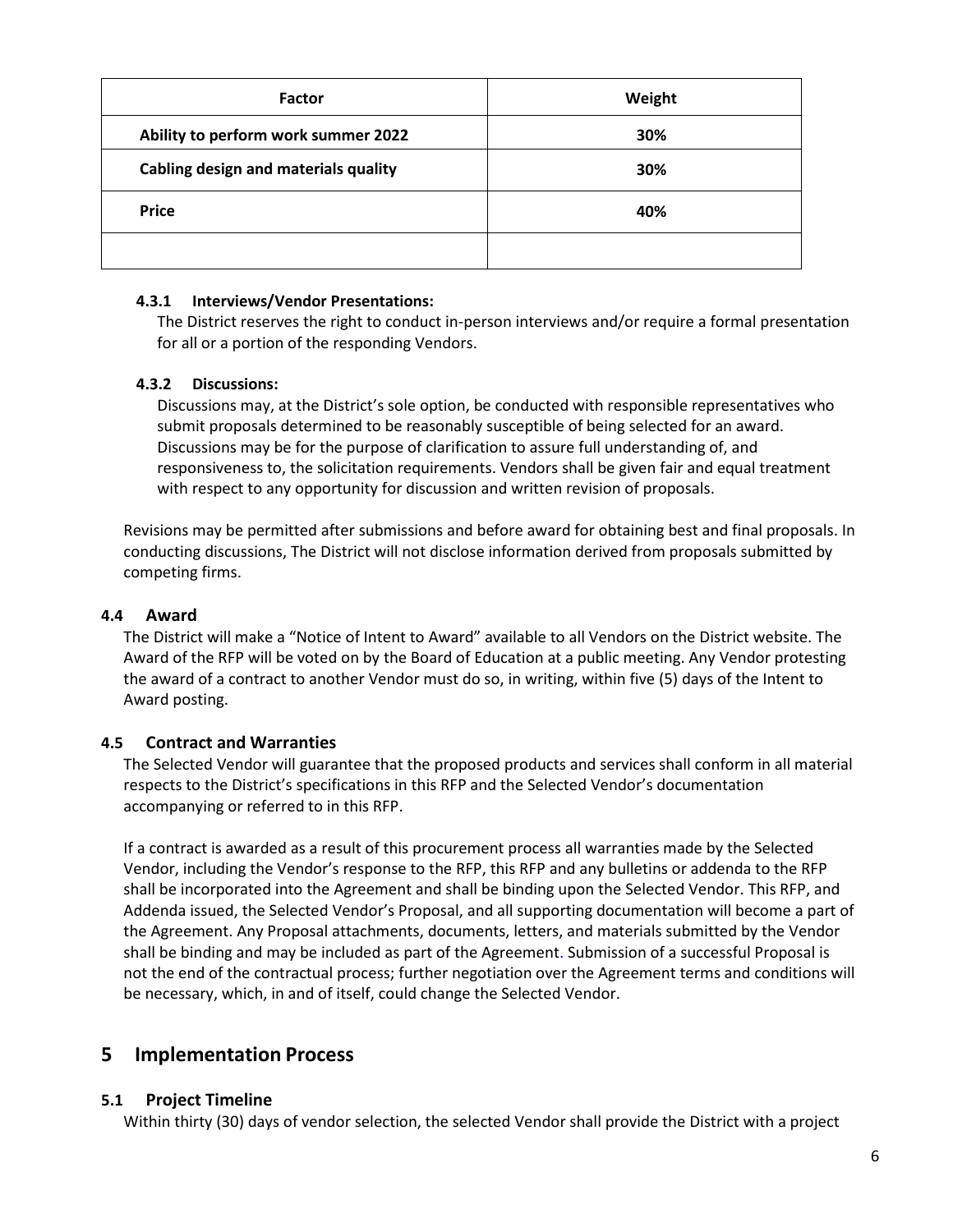| Factor | Weight |
|---|---|
| **Ability to perform work summer 2022** | **30%** |
| **Cabling design and materials quality** | **30%** |
| **Price** | **40%** |
| | |

#### 4.3.1 Interviews/Vendor Presentations:

The District reserves the right to conduct in-person interviews and/or require a formal presentation for all or a portion of the responding Vendors.

#### 4.3.2 Discussions:

Discussions may, at the District's sole option, be conducted with responsible representatives who submit proposals determined to be reasonably susceptible of being selected for an award. Discussions may be for the purpose of clarification to assure full understanding of, and responsiveness to, the solicitation requirements. Vendors shall be given fair and equal treatment with respect to any opportunity for discussion and written revision of proposals.

Revisions may be permitted after submissions and before award for obtaining best and final proposals. In conducting discussions, The District will not disclose information derived from proposals submitted by competing firms.

### 4.4 Award

The District will make a "Notice of Intent to Award" available to all Vendors on the District website. The Award of the RFP will be voted on by the Board of Education at a public meeting. Any Vendor protesting the award of a contract to another Vendor must do so, in writing, within five (5) days of the Intent to Award posting.

### 4.5 Contract and Warranties

The Selected Vendor will guarantee that the proposed products and services shall conform in all material respects to the District's specifications in this RFP and the Selected Vendor's documentation accompanying or referred to in this RFP.

If a contract is awarded as a result of this procurement process all warranties made by the Selected Vendor, including the Vendor's response to the RFP, this RFP and any bulletins or addenda to the RFP shall be incorporated into the Agreement and shall be binding upon the Selected Vendor. This RFP, and Addenda issued, the Selected Vendor's Proposal, and all supporting documentation will become a part of the Agreement. Any Proposal attachments, documents, letters, and materials submitted by the Vendor shall be binding and may be included as part of the Agreement. Submission of a successful Proposal is not the end of the contractual process; further negotiation over the Agreement terms and conditions will be necessary, which, in and of itself, could change the Selected Vendor.

## 5 Implementation Process

### 5.1 Project Timeline

Within thirty (30) days of vendor selection, the selected Vendor shall provide the District with a project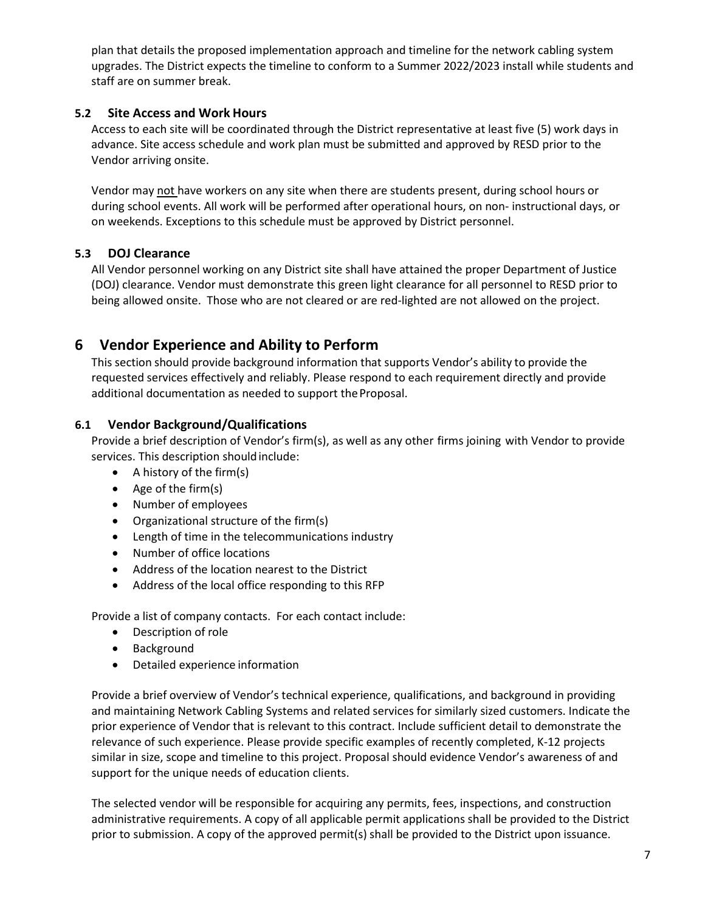plan that details the proposed implementation approach and timeline for the network cabling system upgrades. The District expects the timeline to conform to a Summer 2022/2023 install while students and staff are on summer break.

### 5.2 Site Access and Work Hours

Access to each site will be coordinated through the District representative at least five (5) work days in advance. Site access schedule and work plan must be submitted and approved by RESD prior to the Vendor arriving onsite.

Vendor may <u>not</u> have workers on any site when there are students present, during school hours or during school events. All work will be performed after operational hours, on non- instructional days, or on weekends. Exceptions to this schedule must be approved by District personnel.

### 5.3 DOJ Clearance

All Vendor personnel working on any District site shall have attained the proper Department of Justice (DOJ) clearance. Vendor must demonstrate this green light clearance for all personnel to RESD prior to being allowed onsite. Those who are not cleared or are red-lighted are not allowed on the project.

## 6 Vendor Experience and Ability to Perform

This section should provide background information that supports Vendor's ability to provide the requested services effectively and reliably. Please respond to each requirement directly and provide additional documentation as needed to support the Proposal.

### 6.1 Vendor Background/Qualifications

Provide a brief description of Vendor's firm(s), as well as any other firms joining with Vendor to provide services. This description should include:

- A history of the firm(s)
- Age of the firm(s)
- Number of employees
- Organizational structure of the firm(s)
- Length of time in the telecommunications industry
- Number of office locations
- Address of the location nearest to the District
- Address of the local office responding to this RFP

Provide a list of company contacts. For each contact include:

- Description of role
- Background
- Detailed experience information

Provide a brief overview of Vendor's technical experience, qualifications, and background in providing and maintaining Network Cabling Systems and related services for similarly sized customers. Indicate the prior experience of Vendor that is relevant to this contract. Include sufficient detail to demonstrate the relevance of such experience. Please provide specific examples of recently completed, K-12 projects similar in size, scope and timeline to this project. Proposal should evidence Vendor's awareness of and support for the unique needs of education clients.

The selected vendor will be responsible for acquiring any permits, fees, inspections, and construction administrative requirements. A copy of all applicable permit applications shall be provided to the District prior to submission. A copy of the approved permit(s) shall be provided to the District upon issuance.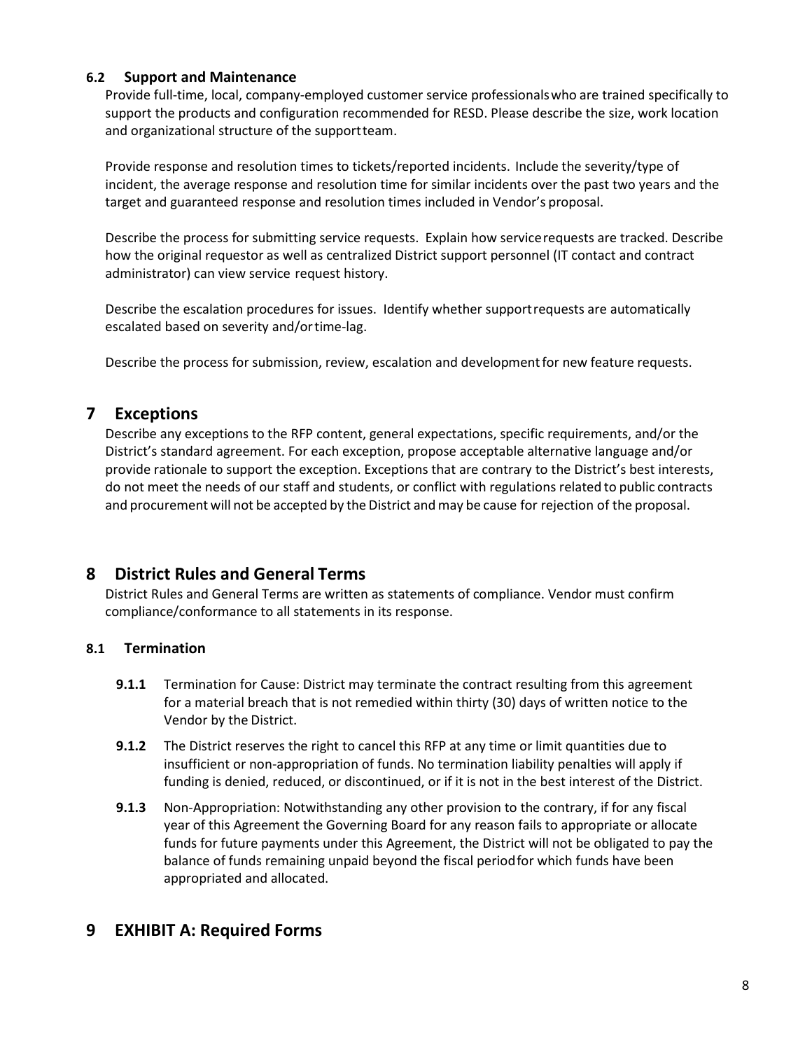### 6.2 Support and Maintenance

Provide full-time, local, company-employed customer service professionals who are trained specifically to support the products and configuration recommended for RESD. Please describe the size, work location and organizational structure of the support team.

Provide response and resolution times to tickets/reported incidents. Include the severity/type of incident, the average response and resolution time for similar incidents over the past two years and the target and guaranteed response and resolution times included in Vendor's proposal.

Describe the process for submitting service requests. Explain how service requests are tracked. Describe how the original requestor as well as centralized District support personnel (IT contact and contract administrator) can view service request history.

Describe the escalation procedures for issues. Identify whether support requests are automatically escalated based on severity and/or time-lag.

Describe the process for submission, review, escalation and development for new feature requests.

## 7 Exceptions

Describe any exceptions to the RFP content, general expectations, specific requirements, and/or the District's standard agreement. For each exception, propose acceptable alternative language and/or provide rationale to support the exception. Exceptions that are contrary to the District's best interests, do not meet the needs of our staff and students, or conflict with regulations related to public contracts and procurement will not be accepted by the District and may be cause for rejection of the proposal.

## 8 District Rules and General Terms

District Rules and General Terms are written as statements of compliance. Vendor must confirm compliance/conformance to all statements in its response.

### 8.1 Termination

**9.1.1** Termination for Cause: District may terminate the contract resulting from this agreement for a material breach that is not remedied within thirty (30) days of written notice to the Vendor by the District.

**9.1.2** The District reserves the right to cancel this RFP at any time or limit quantities due to insufficient or non-appropriation of funds. No termination liability penalties will apply if funding is denied, reduced, or discontinued, or if it is not in the best interest of the District.

**9.1.3** Non-Appropriation: Notwithstanding any other provision to the contrary, if for any fiscal year of this Agreement the Governing Board for any reason fails to appropriate or allocate funds for future payments under this Agreement, the District will not be obligated to pay the balance of funds remaining unpaid beyond the fiscal period for which funds have been appropriated and allocated.

## 9 EXHIBIT A: Required Forms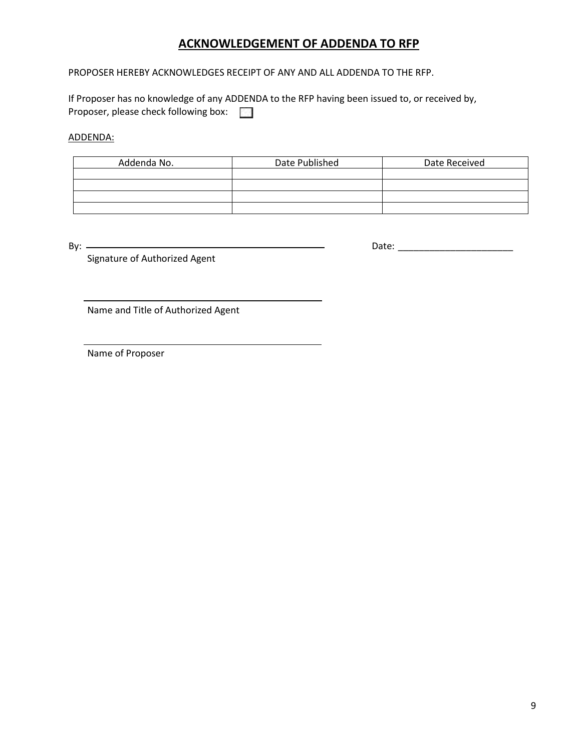# ACKNOWLEDGEMENT OF ADDENDA TO RFP

PROPOSER HEREBY ACKNOWLEDGES RECEIPT OF ANY AND ALL ADDENDA TO THE RFP.

If Proposer has no knowledge of any ADDENDA to the RFP having been issued to, or received by, Proposer, please check following box: ☐

ADDENDA:

| Addenda No. | Date Published | Date Received |
|---|---|---|
| | | |
| | | |
| | | |
| | | |

By: \_\_\_\_\_\_\_\_\_\_\_\_\_\_\_\_\_\_\_\_\_\_\_\_\_\_\_\_\_\_\_\_\_\_\_\_\_\_\_\_ Date: \_\_\_\_\_\_\_\_\_\_\_\_\_\_\_\_\_\_\_\_\_\_

Signature of Authorized Agent

\_\_\_\_\_\_\_\_\_\_\_\_\_\_\_\_\_\_\_\_\_\_\_\_\_\_\_\_\_\_\_\_\_\_\_\_\_\_\_\_

Name and Title of Authorized Agent

\_\_\_\_\_\_\_\_\_\_\_\_\_\_\_\_\_\_\_\_\_\_\_\_\_\_\_\_\_\_\_\_\_\_\_\_\_\_\_\_

Name of Proposer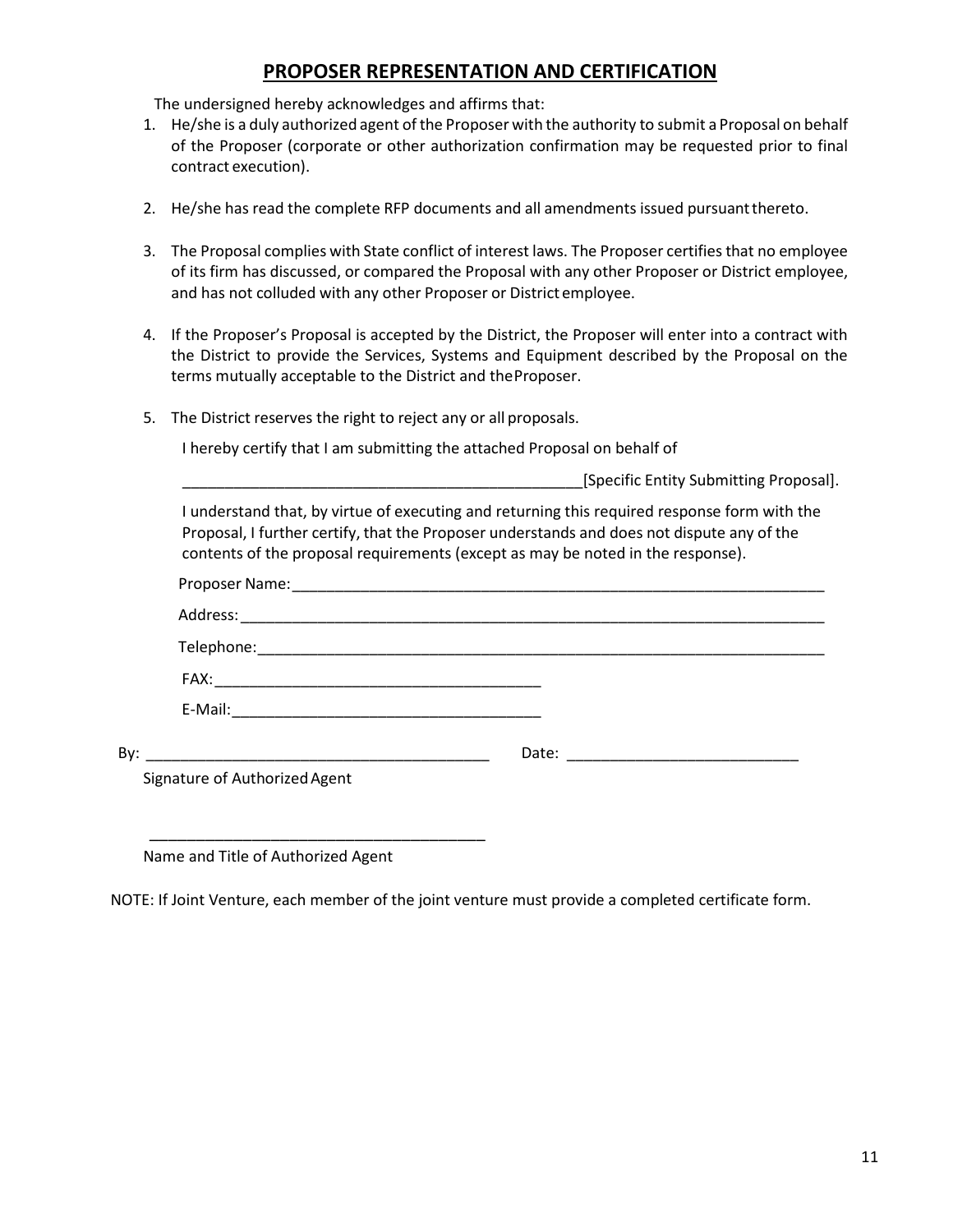## PROPOSER REPRESENTATION AND CERTIFICATION

The undersigned hereby acknowledges and affirms that:

1. He/she is a duly authorized agent of the Proposer with the authority to submit a Proposal on behalf of the Proposer (corporate or other authorization confirmation may be requested prior to final contract execution).

2. He/she has read the complete RFP documents and all amendments issued pursuant thereto.

3. The Proposal complies with State conflict of interest laws. The Proposer certifies that no employee of its firm has discussed, or compared the Proposal with any other Proposer or District employee, and has not colluded with any other Proposer or District employee.

4. If the Proposer's Proposal is accepted by the District, the Proposer will enter into a contract with the District to provide the Services, Systems and Equipment described by the Proposal on the terms mutually acceptable to the District and the Proposer.

5. The District reserves the right to reject any or all proposals.

I hereby certify that I am submitting the attached Proposal on behalf of

_______________________________________________[Specific Entity Submitting Proposal].

I understand that, by virtue of executing and returning this required response form with the Proposal, I further certify, that the Proposer understands and does not dispute any of the contents of the proposal requirements (except as may be noted in the response).

Proposer Name:_______________________________________________________________

Address:_____________________________________________________________________

Telephone:___________________________________________________________________

FAX:_____________________________________

E-Mail:___________________________________

By: _________________________________________ Date: ____________________________

Signature of Authorized Agent

_________________________________________

Name and Title of Authorized Agent

NOTE: If Joint Venture, each member of the joint venture must provide a completed certificate form.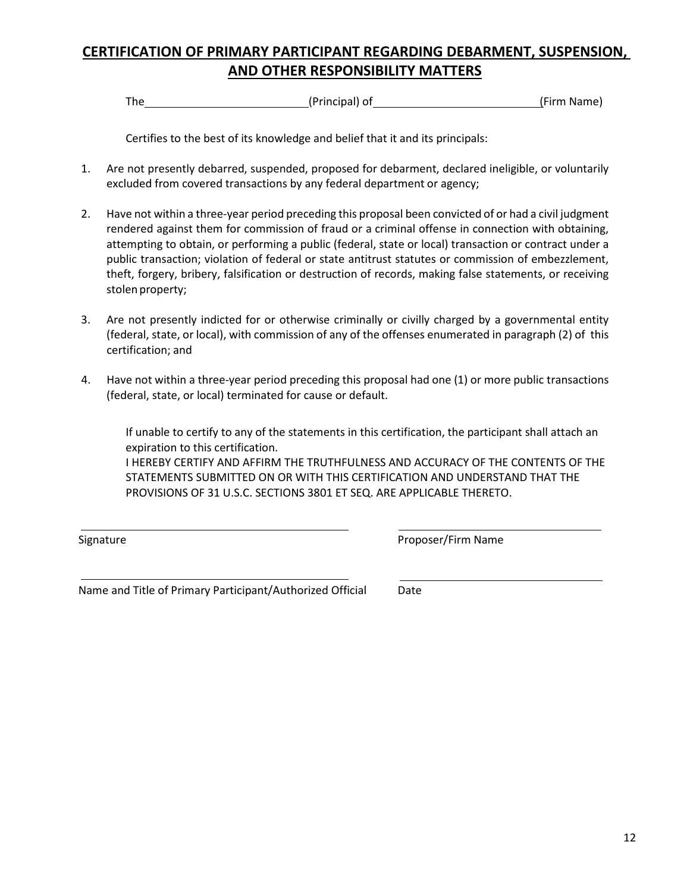## CERTIFICATION OF PRIMARY PARTICIPANT REGARDING DEBARMENT, SUSPENSION, AND OTHER RESPONSIBILITY MATTERS

The ________________________ (Principal) of ________________________ (Firm Name)

Certifies to the best of its knowledge and belief that it and its principals:

1. Are not presently debarred, suspended, proposed for debarment, declared ineligible, or voluntarily excluded from covered transactions by any federal department or agency;

2. Have not within a three-year period preceding this proposal been convicted of or had a civil judgment rendered against them for commission of fraud or a criminal offense in connection with obtaining, attempting to obtain, or performing a public (federal, state or local) transaction or contract under a public transaction; violation of federal or state antitrust statutes or commission of embezzlement, theft, forgery, bribery, falsification or destruction of records, making false statements, or receiving stolen property;

3. Are not presently indicted for or otherwise criminally or civilly charged by a governmental entity (federal, state, or local), with commission of any of the offenses enumerated in paragraph (2) of this certification; and

4. Have not within a three-year period preceding this proposal had one (1) or more public transactions (federal, state, or local) terminated for cause or default.

If unable to certify to any of the statements in this certification, the participant shall attach an expiration to this certification.
I HEREBY CERTIFY AND AFFIRM THE TRUTHFULNESS AND ACCURACY OF THE CONTENTS OF THE STATEMENTS SUBMITTED ON OR WITH THIS CERTIFICATION AND UNDERSTAND THAT THE PROVISIONS OF 31 U.S.C. SECTIONS 3801 ET SEQ. ARE APPLICABLE THERETO.

________________________________________ ________________________________

Signature Proposer/Firm Name

________________________________________ ________________________________

Name and Title of Primary Participant/Authorized Official Date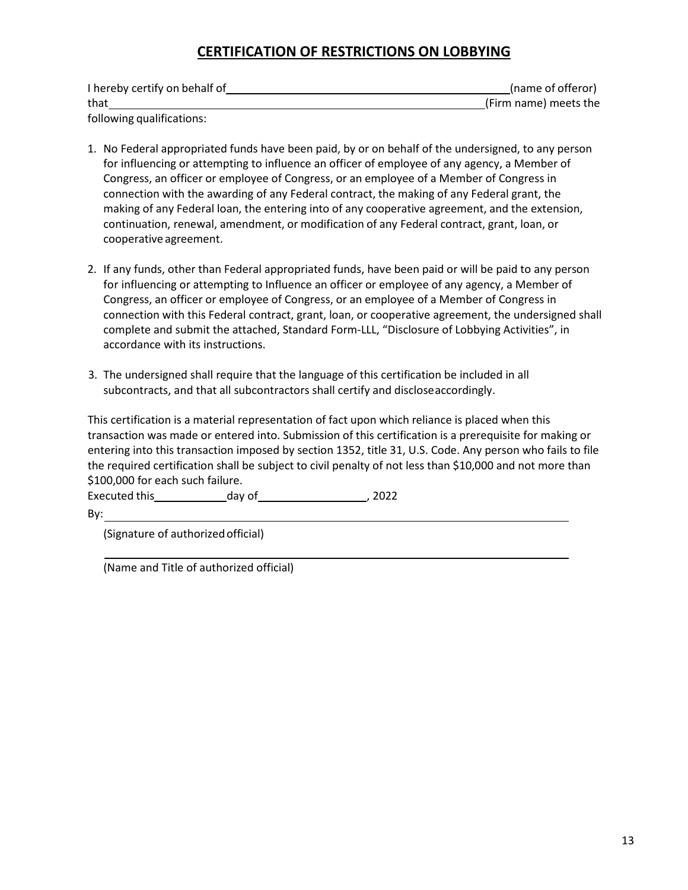# CERTIFICATION OF RESTRICTIONS ON LOBBYING

I hereby certify on behalf of \_\_\_\_\_\_\_\_\_\_\_\_\_\_\_\_\_\_\_\_\_\_\_\_\_\_\_\_\_\_\_\_\_\_\_\_\_\_\_\_ (name of offeror) that \_\_\_\_\_\_\_\_\_\_\_\_\_\_\_\_\_\_\_\_\_\_\_\_\_\_\_\_\_\_\_\_\_\_\_\_\_\_\_\_\_\_\_\_\_\_\_\_\_\_ (Firm name) meets the following qualifications:

1. No Federal appropriated funds have been paid, by or on behalf of the undersigned, to any person for influencing or attempting to influence an officer of employee of any agency, a Member of Congress, an officer or employee of Congress, or an employee of a Member of Congress in connection with the awarding of any Federal contract, the making of any Federal grant, the making of any Federal loan, the entering into of any cooperative agreement, and the extension, continuation, renewal, amendment, or modification of any Federal contract, grant, loan, or cooperative agreement.

2. If any funds, other than Federal appropriated funds, have been paid or will be paid to any person for influencing or attempting to Influence an officer or employee of any agency, a Member of Congress, an officer or employee of Congress, or an employee of a Member of Congress in connection with this Federal contract, grant, loan, or cooperative agreement, the undersigned shall complete and submit the attached, Standard Form-LLL, “Disclosure of Lobbying Activities”, in accordance with its instructions.

3. The undersigned shall require that the language of this certification be included in all subcontracts, and that all subcontractors shall certify and disclose accordingly.

This certification is a material representation of fact upon which reliance is placed when this transaction was made or entered into. Submission of this certification is a prerequisite for making or entering into this transaction imposed by section 1352, title 31, U.S. Code. Any person who fails to file the required certification shall be subject to civil penalty of not less than $10,000 and not more than $100,000 for each such failure.

Executed this \_\_\_\_\_\_\_\_\_\_ day of \_\_\_\_\_\_\_\_\_\_\_\_\_\_\_\_, 2022

By: \_\_\_\_\_\_\_\_\_\_\_\_\_\_\_\_\_\_\_\_\_\_\_\_\_\_\_\_\_\_\_\_\_\_\_\_\_\_\_\_\_\_\_\_\_\_\_\_\_\_\_\_\_\_\_\_

(Signature of authorized official)

\_\_\_\_\_\_\_\_\_\_\_\_\_\_\_\_\_\_\_\_\_\_\_\_\_\_\_\_\_\_\_\_\_\_\_\_\_\_\_\_\_\_\_\_\_\_\_\_\_\_\_\_\_\_\_\_

(Name and Title of authorized official)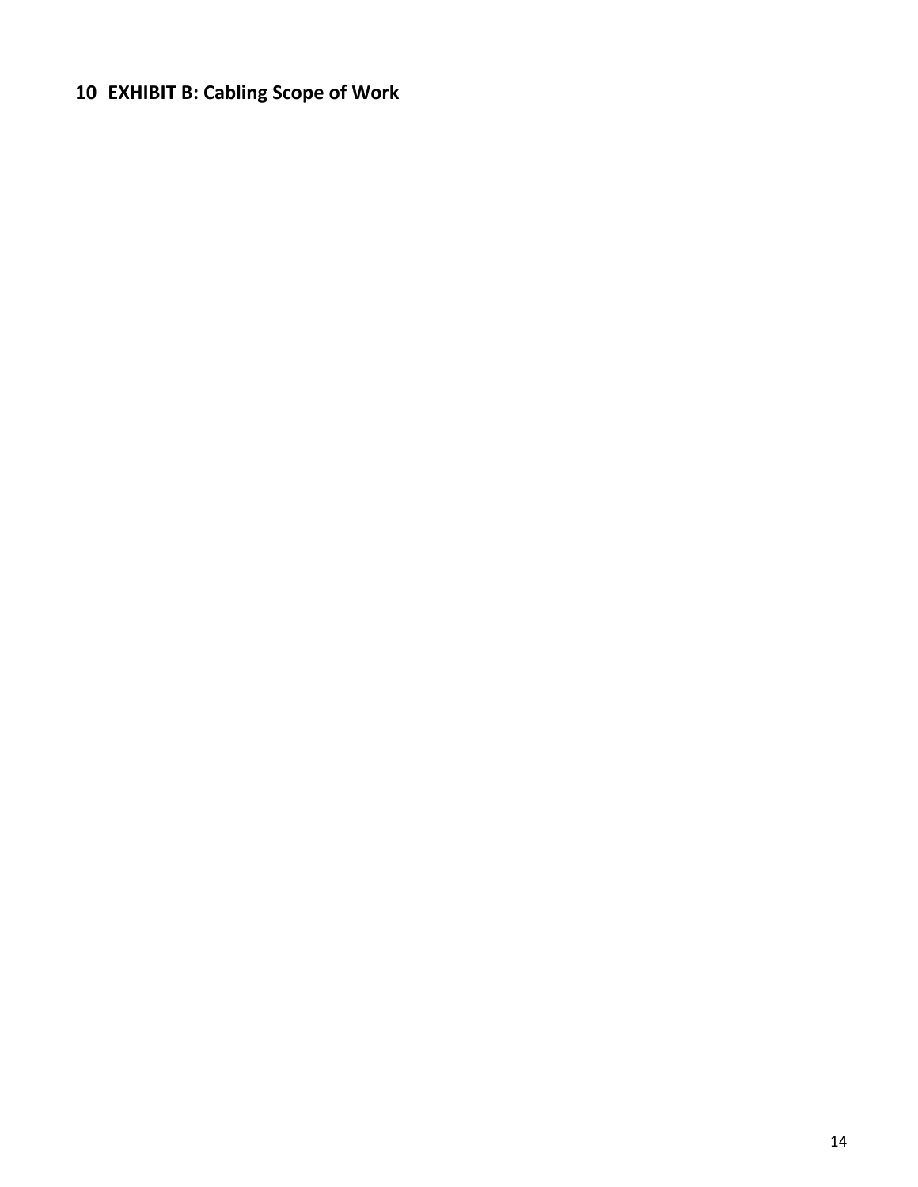# 10 EXHIBIT B: Cabling Scope of Work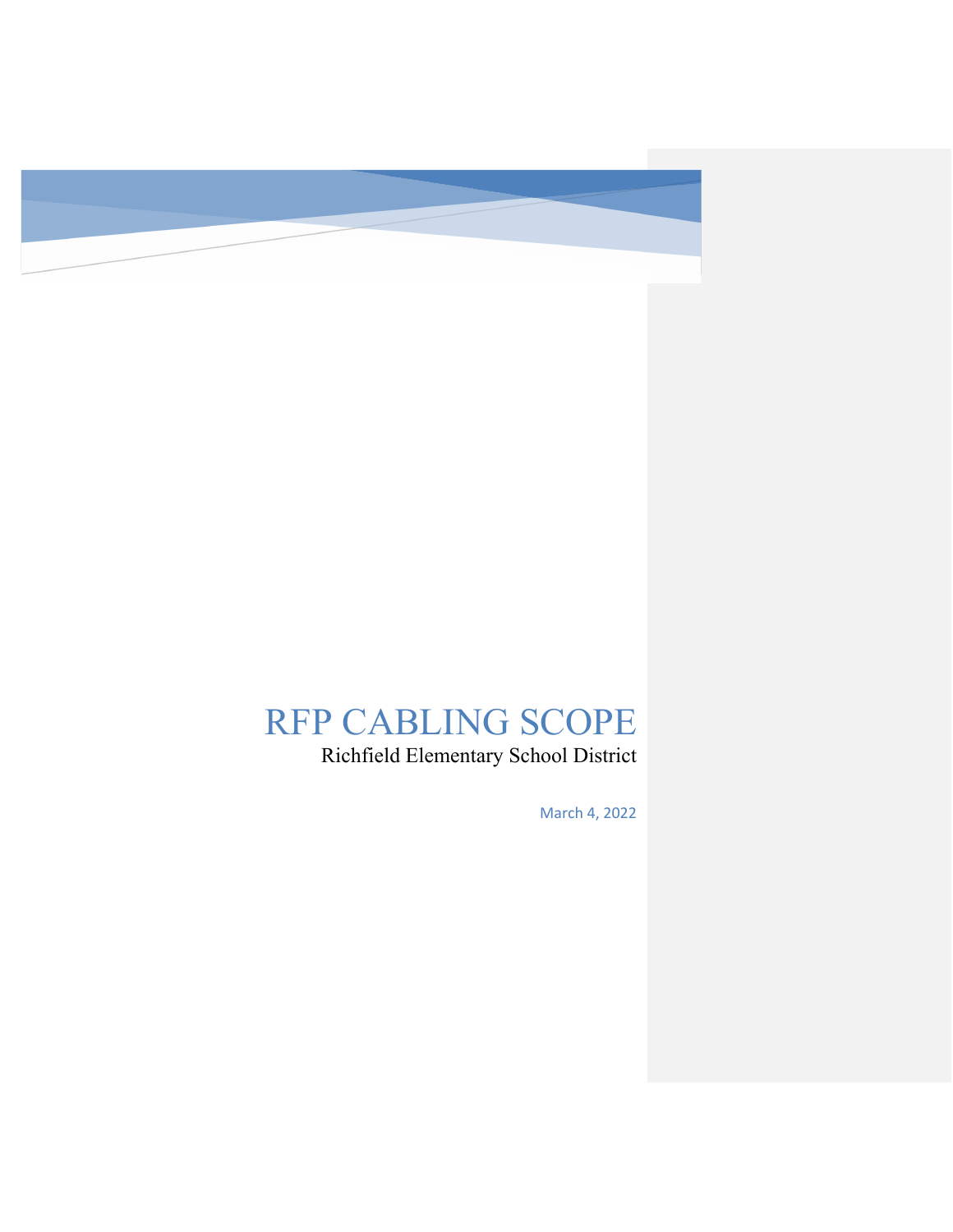# RFP CABLING SCOPE

Richfield Elementary School District

March 4, 2022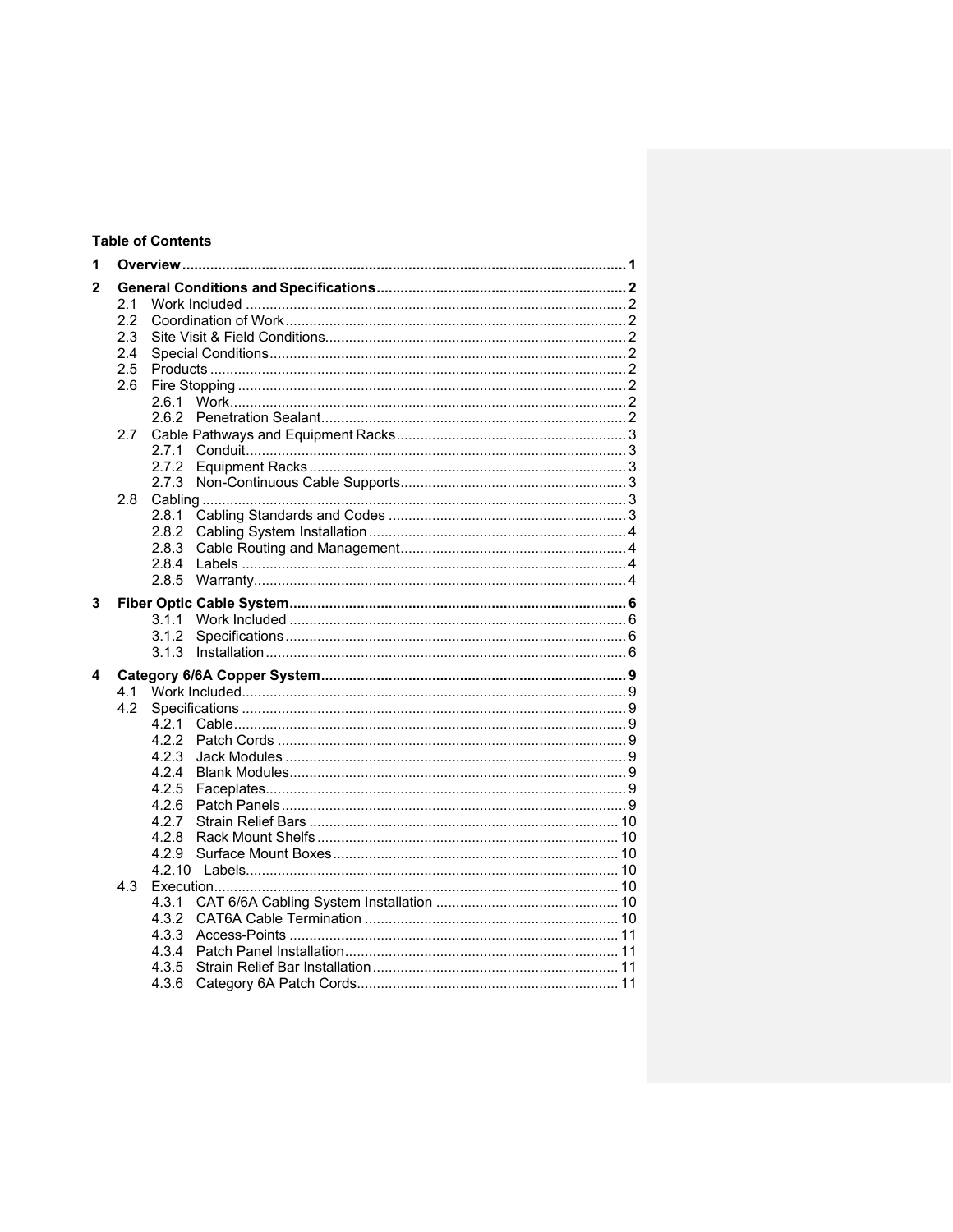**Table of Contents**

| | | | |
|---|---|---|---|
| **1** | **Overview** | | **1** |
| **2** | **General Conditions and Specifications** | | **2** |
| | 2.1 | Work Included | 2 |
| | 2.2 | Coordination of Work | 2 |
| | 2.3 | Site Visit & Field Conditions | 2 |
| | 2.4 | Special Conditions | 2 |
| | 2.5 | Products | 2 |
| | 2.6 | Fire Stopping | 2 |
| | | 2.6.1 Work | 2 |
| | | 2.6.2 Penetration Sealant | 2 |
| | 2.7 | Cable Pathways and Equipment Racks | 3 |
| | | 2.7.1 Conduit | 3 |
| | | 2.7.2 Equipment Racks | 3 |
| | | 2.7.3 Non-Continuous Cable Supports | 3 |
| | 2.8 | Cabling | 3 |
| | | 2.8.1 Cabling Standards and Codes | 3 |
| | | 2.8.2 Cabling System Installation | 4 |
| | | 2.8.3 Cable Routing and Management | 4 |
| | | 2.8.4 Labels | 4 |
| | | 2.8.5 Warranty | 4 |
| **3** | **Fiber Optic Cable System** | | **6** |
| | | 3.1.1 Work Included | 6 |
| | | 3.1.2 Specifications | 6 |
| | | 3.1.3 Installation | 6 |
| **4** | **Category 6/6A Copper System** | | **9** |
| | 4.1 | Work Included | 9 |
| | 4.2 | Specifications | 9 |
| | | 4.2.1 Cable | 9 |
| | | 4.2.2 Patch Cords | 9 |
| | | 4.2.3 Jack Modules | 9 |
| | | 4.2.4 Blank Modules | 9 |
| | | 4.2.5 Faceplates | 9 |
| | | 4.2.6 Patch Panels | 9 |
| | | 4.2.7 Strain Relief Bars | 10 |
| | | 4.2.8 Rack Mount Shelfs | 10 |
| | | 4.2.9 Surface Mount Boxes | 10 |
| | | 4.2.10 Labels | 10 |
| | 4.3 | Execution | 10 |
| | | 4.3.1 CAT 6/6A Cabling System Installation | 10 |
| | | 4.3.2 CAT6A Cable Termination | 10 |
| | | 4.3.3 Access-Points | 11 |
| | | 4.3.4 Patch Panel Installation | 11 |
| | | 4.3.5 Strain Relief Bar Installation | 11 |
| | | 4.3.6 Category 6A Patch Cords | 11 |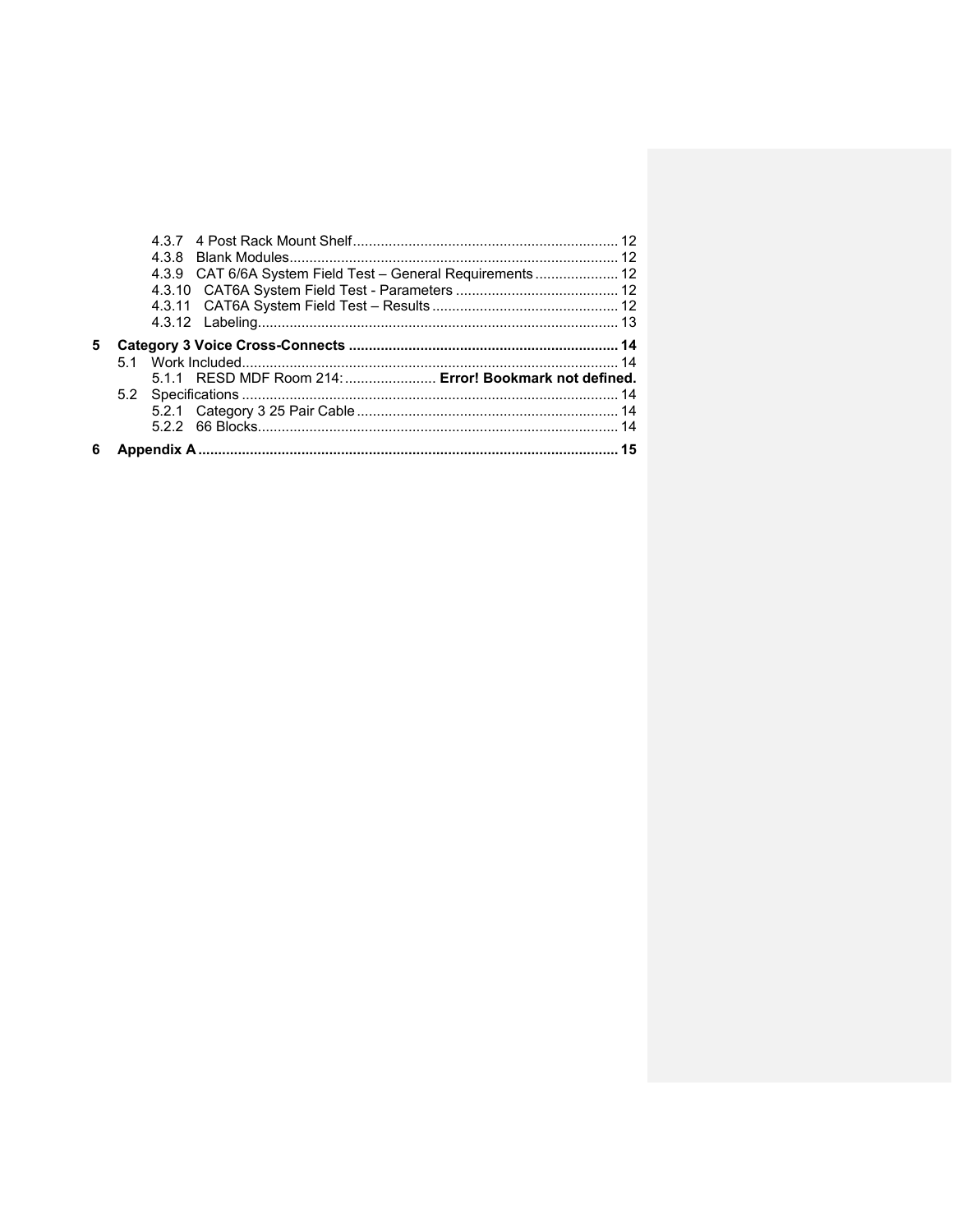4.3.7 4 Post Rack Mount Shelf .................................................................. 12
4.3.8 Blank Modules .................................................................................. 12
4.3.9 CAT 6/6A System Field Test – General Requirements ..................... 12
4.3.10 CAT6A System Field Test - Parameters ......................................... 12
4.3.11 CAT6A System Field Test – Results ............................................... 12
4.3.12 Labeling .......................................................................................... 13

**5 Category 3 Voice Cross-Connects ................................................................... 14**

5.1 Work Included .............................................................................................. 14
5.1.1 RESD MDF Room 214: ....................... **Error! Bookmark not defined.**
5.2 Specifications .............................................................................................. 14
5.2.1 Category 3 25 Pair Cable ................................................................. 14
5.2.2 66 Blocks .......................................................................................... 14

**6 Appendix A ........................................................................................................ 15**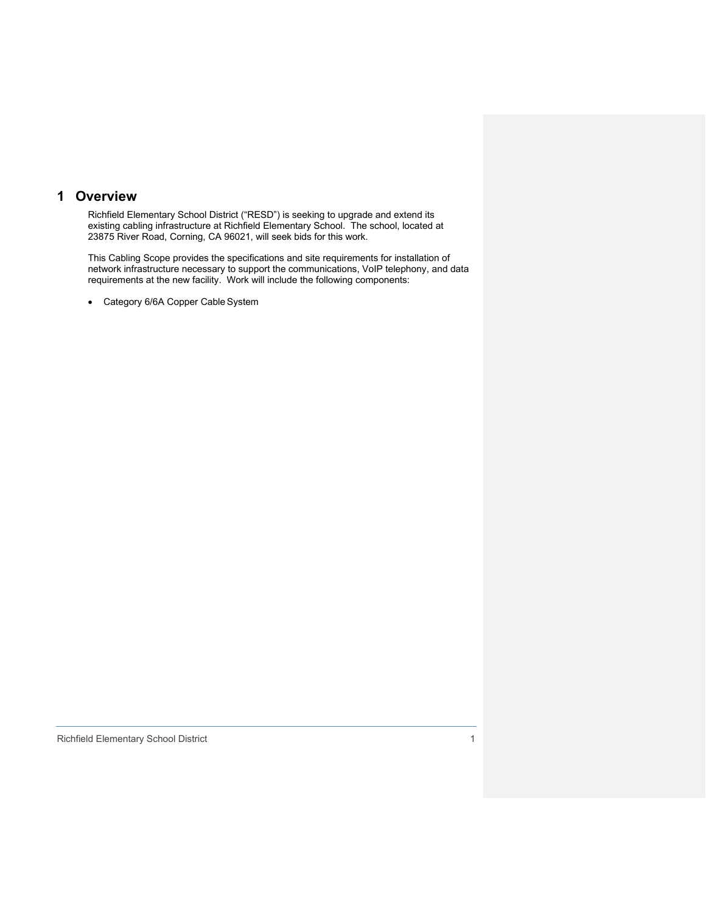# 1 Overview

Richfield Elementary School District ("RESD") is seeking to upgrade and extend its existing cabling infrastructure at Richfield Elementary School. The school, located at 23875 River Road, Corning, CA 96021, will seek bids for this work.

This Cabling Scope provides the specifications and site requirements for installation of network infrastructure necessary to support the communications, VoIP telephony, and data requirements at the new facility. Work will include the following components:

- Category 6/6A Copper Cable System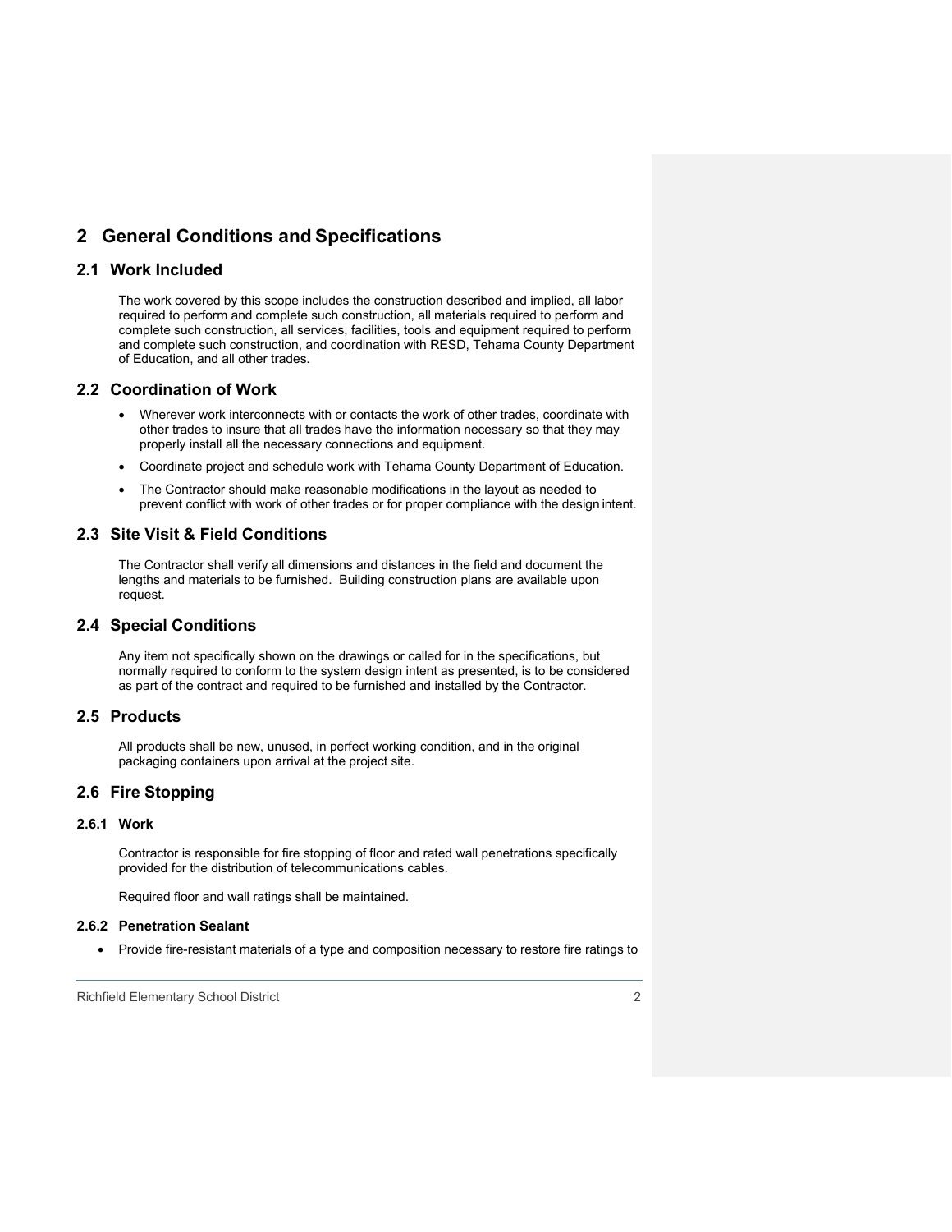# 2 General Conditions and Specifications

## 2.1 Work Included

The work covered by this scope includes the construction described and implied, all labor required to perform and complete such construction, all materials required to perform and complete such construction, all services, facilities, tools and equipment required to perform and complete such construction, and coordination with RESD, Tehama County Department of Education, and all other trades.

## 2.2 Coordination of Work

- Wherever work interconnects with or contacts the work of other trades, coordinate with other trades to insure that all trades have the information necessary so that they may properly install all the necessary connections and equipment.
- Coordinate project and schedule work with Tehama County Department of Education.
- The Contractor should make reasonable modifications in the layout as needed to prevent conflict with work of other trades or for proper compliance with the design intent.

## 2.3 Site Visit & Field Conditions

The Contractor shall verify all dimensions and distances in the field and document the lengths and materials to be furnished. Building construction plans are available upon request.

## 2.4 Special Conditions

Any item not specifically shown on the drawings or called for in the specifications, but normally required to conform to the system design intent as presented, is to be considered as part of the contract and required to be furnished and installed by the Contractor.

## 2.5 Products

All products shall be new, unused, in perfect working condition, and in the original packaging containers upon arrival at the project site.

## 2.6 Fire Stopping

### 2.6.1 Work

Contractor is responsible for fire stopping of floor and rated wall penetrations specifically provided for the distribution of telecommunications cables.

Required floor and wall ratings shall be maintained.

### 2.6.2 Penetration Sealant

- Provide fire-resistant materials of a type and composition necessary to restore fire ratings to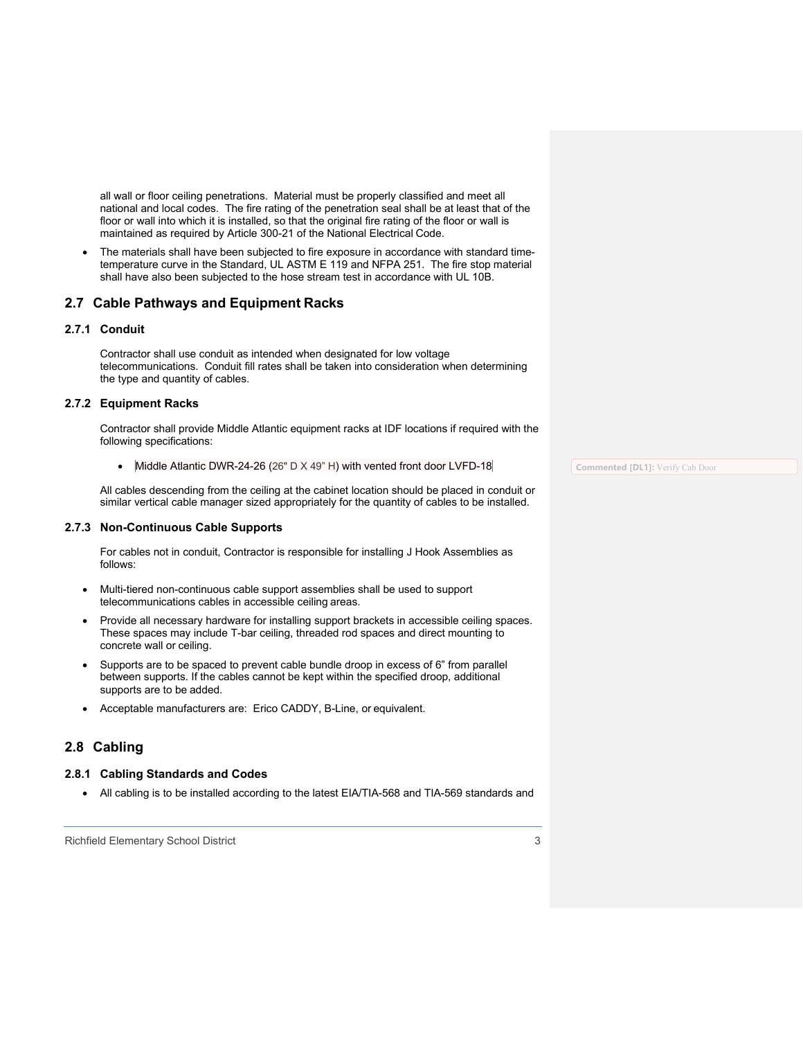all wall or floor ceiling penetrations. Material must be properly classified and meet all national and local codes. The fire rating of the penetration seal shall be at least that of the floor or wall into which it is installed, so that the original fire rating of the floor or wall is maintained as required by Article 300-21 of the National Electrical Code.

- The materials shall have been subjected to fire exposure in accordance with standard time-temperature curve in the Standard, UL ASTM E 119 and NFPA 251. The fire stop material shall have also been subjected to the hose stream test in accordance with UL 10B.

## 2.7 Cable Pathways and Equipment Racks

### 2.7.1 Conduit

Contractor shall use conduit as intended when designated for low voltage telecommunications. Conduit fill rates shall be taken into consideration when determining the type and quantity of cables.

### 2.7.2 Equipment Racks

Contractor shall provide Middle Atlantic equipment racks at IDF locations if required with the following specifications:

- Middle Atlantic DWR-24-26 (26" D X 49" H) with vented front door LVFD-18

Commented [DL1]: Verify Cab Door

All cables descending from the ceiling at the cabinet location should be placed in conduit or similar vertical cable manager sized appropriately for the quantity of cables to be installed.

### 2.7.3 Non-Continuous Cable Supports

For cables not in conduit, Contractor is responsible for installing J Hook Assemblies as follows:

- Multi-tiered non-continuous cable support assemblies shall be used to support telecommunications cables in accessible ceiling areas.
- Provide all necessary hardware for installing support brackets in accessible ceiling spaces. These spaces may include T-bar ceiling, threaded rod spaces and direct mounting to concrete wall or ceiling.
- Supports are to be spaced to prevent cable bundle droop in excess of 6" from parallel between supports. If the cables cannot be kept within the specified droop, additional supports are to be added.
- Acceptable manufacturers are: Erico CADDY, B-Line, or equivalent.

## 2.8 Cabling

### 2.8.1 Cabling Standards and Codes

- All cabling is to be installed according to the latest EIA/TIA-568 and TIA-569 standards and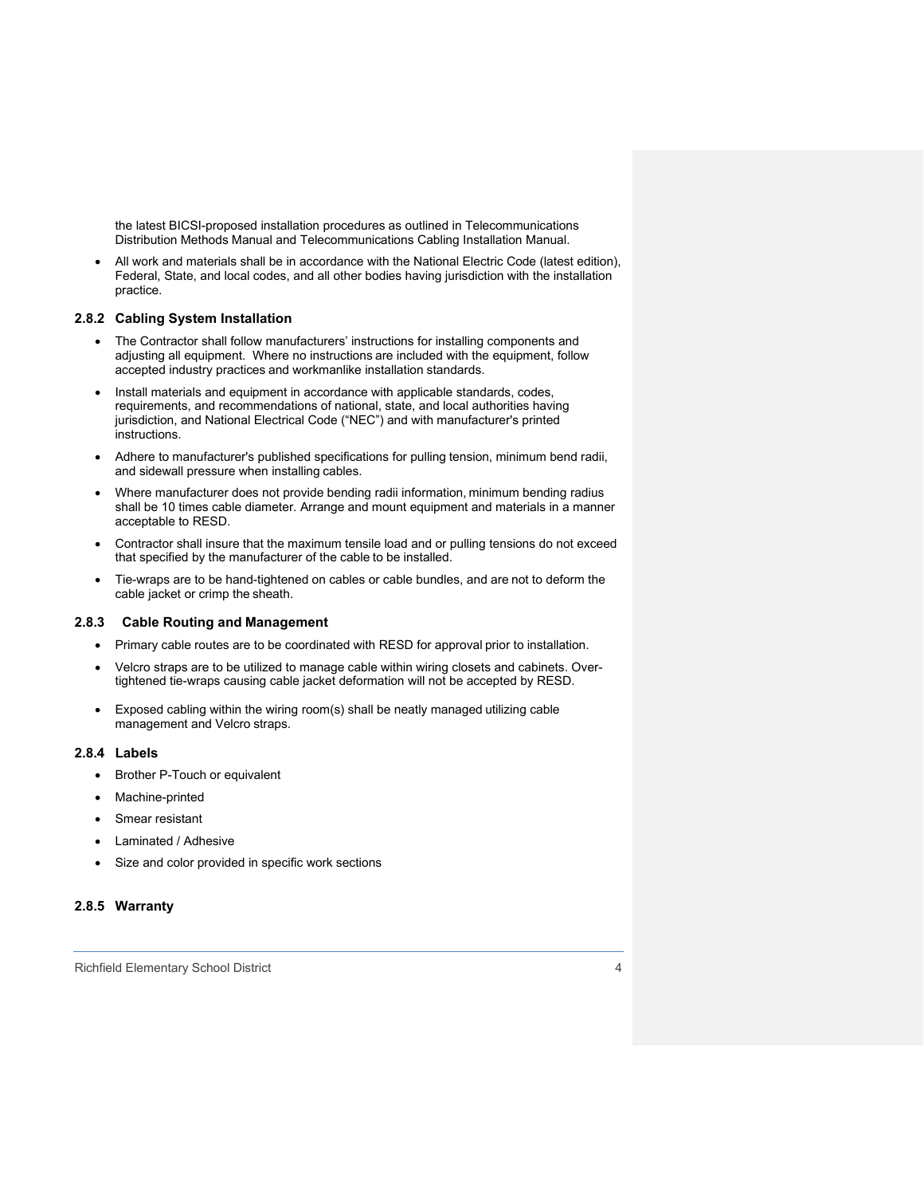the latest BICSI-proposed installation procedures as outlined in Telecommunications Distribution Methods Manual and Telecommunications Cabling Installation Manual.

- All work and materials shall be in accordance with the National Electric Code (latest edition), Federal, State, and local codes, and all other bodies having jurisdiction with the installation practice.

### 2.8.2 Cabling System Installation

- The Contractor shall follow manufacturers' instructions for installing components and adjusting all equipment. Where no instructions are included with the equipment, follow accepted industry practices and workmanlike installation standards.
- Install materials and equipment in accordance with applicable standards, codes, requirements, and recommendations of national, state, and local authorities having jurisdiction, and National Electrical Code ("NEC") and with manufacturer's printed instructions.
- Adhere to manufacturer's published specifications for pulling tension, minimum bend radii, and sidewall pressure when installing cables.
- Where manufacturer does not provide bending radii information, minimum bending radius shall be 10 times cable diameter. Arrange and mount equipment and materials in a manner acceptable to RESD.
- Contractor shall insure that the maximum tensile load and or pulling tensions do not exceed that specified by the manufacturer of the cable to be installed.
- Tie-wraps are to be hand-tightened on cables or cable bundles, and are not to deform the cable jacket or crimp the sheath.

### 2.8.3 Cable Routing and Management

- Primary cable routes are to be coordinated with RESD for approval prior to installation.
- Velcro straps are to be utilized to manage cable within wiring closets and cabinets. Over-tightened tie-wraps causing cable jacket deformation will not be accepted by RESD.
- Exposed cabling within the wiring room(s) shall be neatly managed utilizing cable management and Velcro straps.

### 2.8.4 Labels

- Brother P-Touch or equivalent
- Machine-printed
- Smear resistant
- Laminated / Adhesive
- Size and color provided in specific work sections

### 2.8.5 Warranty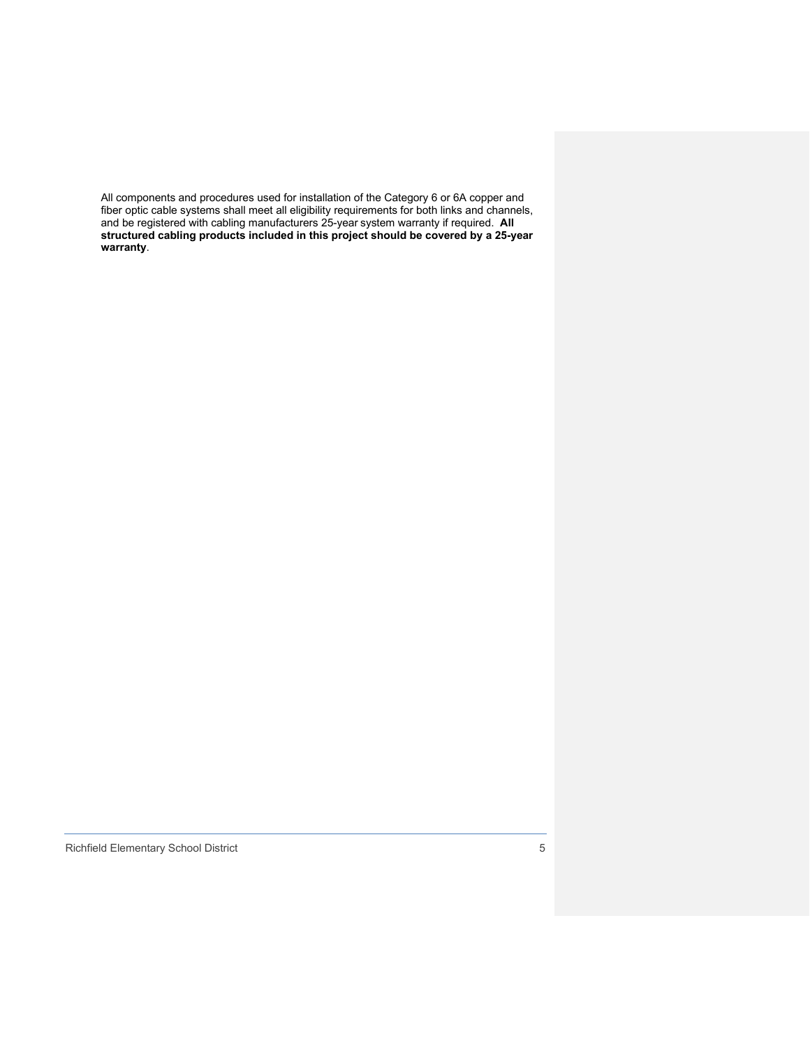All components and procedures used for installation of the Category 6 or 6A copper and fiber optic cable systems shall meet all eligibility requirements for both links and channels, and be registered with cabling manufacturers 25-year system warranty if required. **All structured cabling products included in this project should be covered by a 25-year warranty**.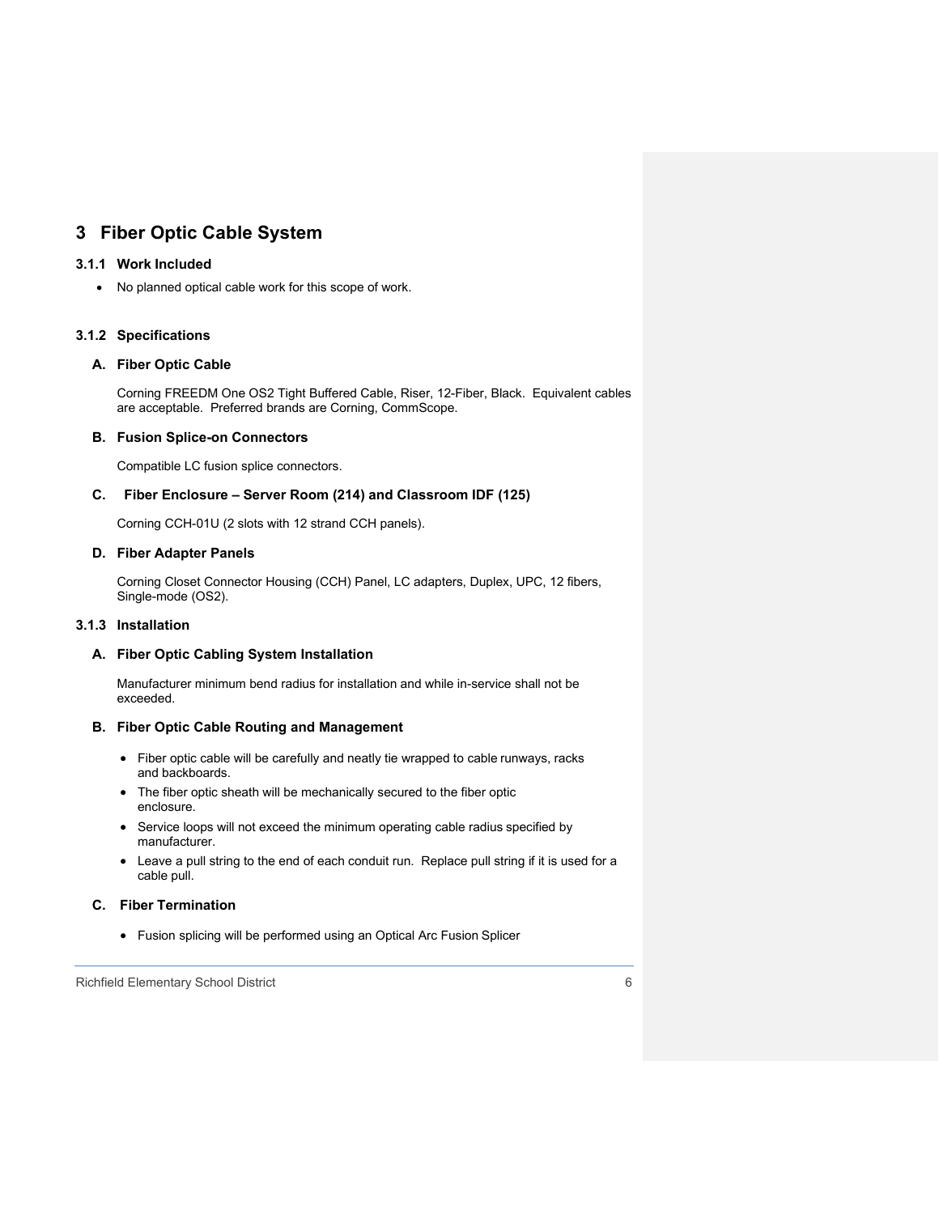# 3 Fiber Optic Cable System

### 3.1.1 Work Included

- No planned optical cable work for this scope of work.

### 3.1.2 Specifications

#### A. Fiber Optic Cable

Corning FREEDM One OS2 Tight Buffered Cable, Riser, 12-Fiber, Black. Equivalent cables are acceptable. Preferred brands are Corning, CommScope.

#### B. Fusion Splice-on Connectors

Compatible LC fusion splice connectors.

#### C. Fiber Enclosure – Server Room (214) and Classroom IDF (125)

Corning CCH-01U (2 slots with 12 strand CCH panels).

#### D. Fiber Adapter Panels

Corning Closet Connector Housing (CCH) Panel, LC adapters, Duplex, UPC, 12 fibers, Single-mode (OS2).

### 3.1.3 Installation

#### A. Fiber Optic Cabling System Installation

Manufacturer minimum bend radius for installation and while in-service shall not be exceeded.

#### B. Fiber Optic Cable Routing and Management

- Fiber optic cable will be carefully and neatly tie wrapped to cable runways, racks and backboards.
- The fiber optic sheath will be mechanically secured to the fiber optic enclosure.
- Service loops will not exceed the minimum operating cable radius specified by manufacturer.
- Leave a pull string to the end of each conduit run. Replace pull string if it is used for a cable pull.

#### C. Fiber Termination

- Fusion splicing will be performed using an Optical Arc Fusion Splicer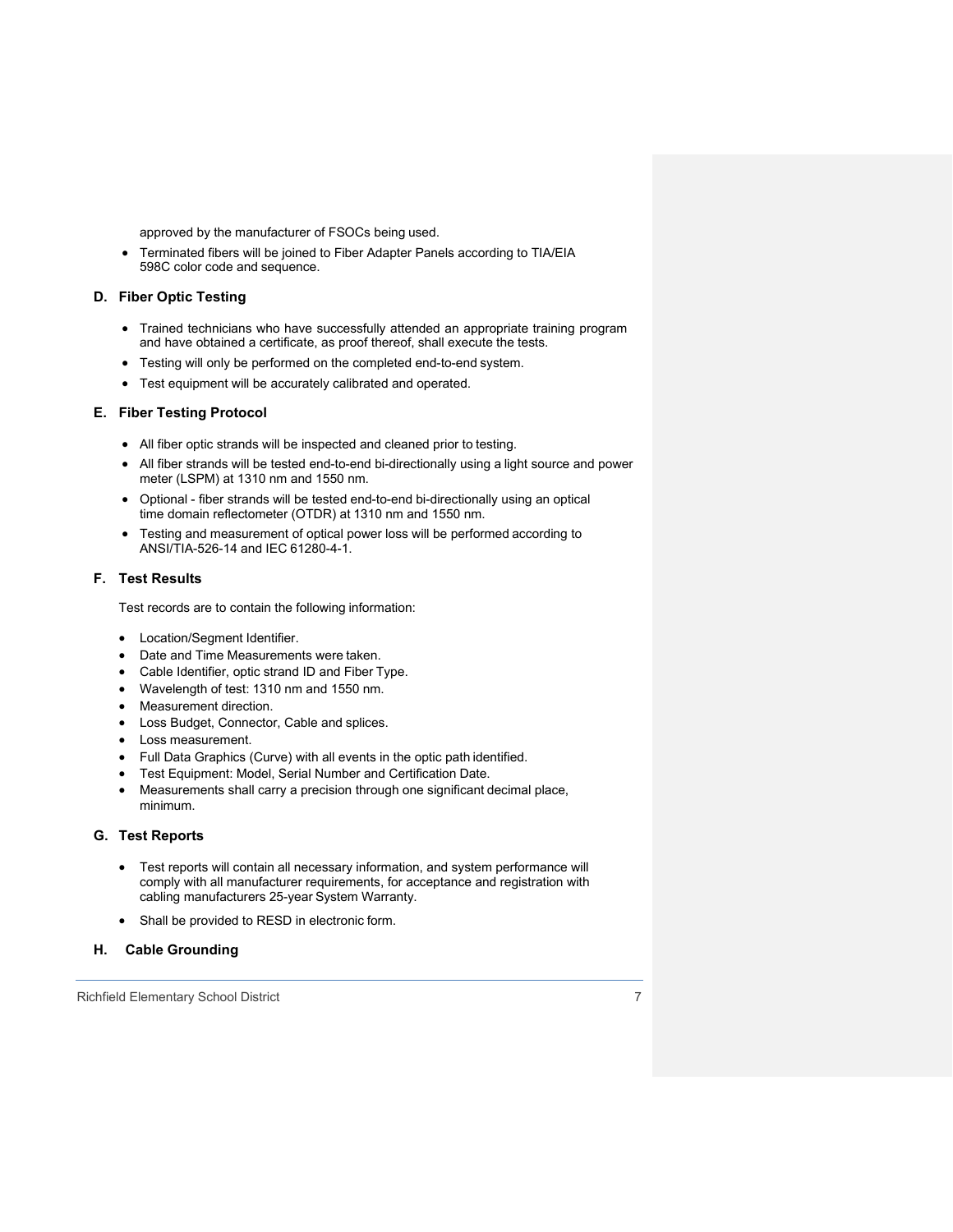approved by the manufacturer of FSOCs being used.

- Terminated fibers will be joined to Fiber Adapter Panels according to TIA/EIA 598C color code and sequence.

### D. Fiber Optic Testing

- Trained technicians who have successfully attended an appropriate training program and have obtained a certificate, as proof thereof, shall execute the tests.
- Testing will only be performed on the completed end-to-end system.
- Test equipment will be accurately calibrated and operated.

### E. Fiber Testing Protocol

- All fiber optic strands will be inspected and cleaned prior to testing.
- All fiber strands will be tested end-to-end bi-directionally using a light source and power meter (LSPM) at 1310 nm and 1550 nm.
- Optional - fiber strands will be tested end-to-end bi-directionally using an optical time domain reflectometer (OTDR) at 1310 nm and 1550 nm.
- Testing and measurement of optical power loss will be performed according to ANSI/TIA-526-14 and IEC 61280-4-1.

### F. Test Results

Test records are to contain the following information:

- Location/Segment Identifier.
- Date and Time Measurements were taken.
- Cable Identifier, optic strand ID and Fiber Type.
- Wavelength of test: 1310 nm and 1550 nm.
- Measurement direction.
- Loss Budget, Connector, Cable and splices.
- Loss measurement.
- Full Data Graphics (Curve) with all events in the optic path identified.
- Test Equipment: Model, Serial Number and Certification Date.
- Measurements shall carry a precision through one significant decimal place, minimum.

### G. Test Reports

- Test reports will contain all necessary information, and system performance will comply with all manufacturer requirements, for acceptance and registration with cabling manufacturers 25-year System Warranty.
- Shall be provided to RESD in electronic form.

### H. Cable Grounding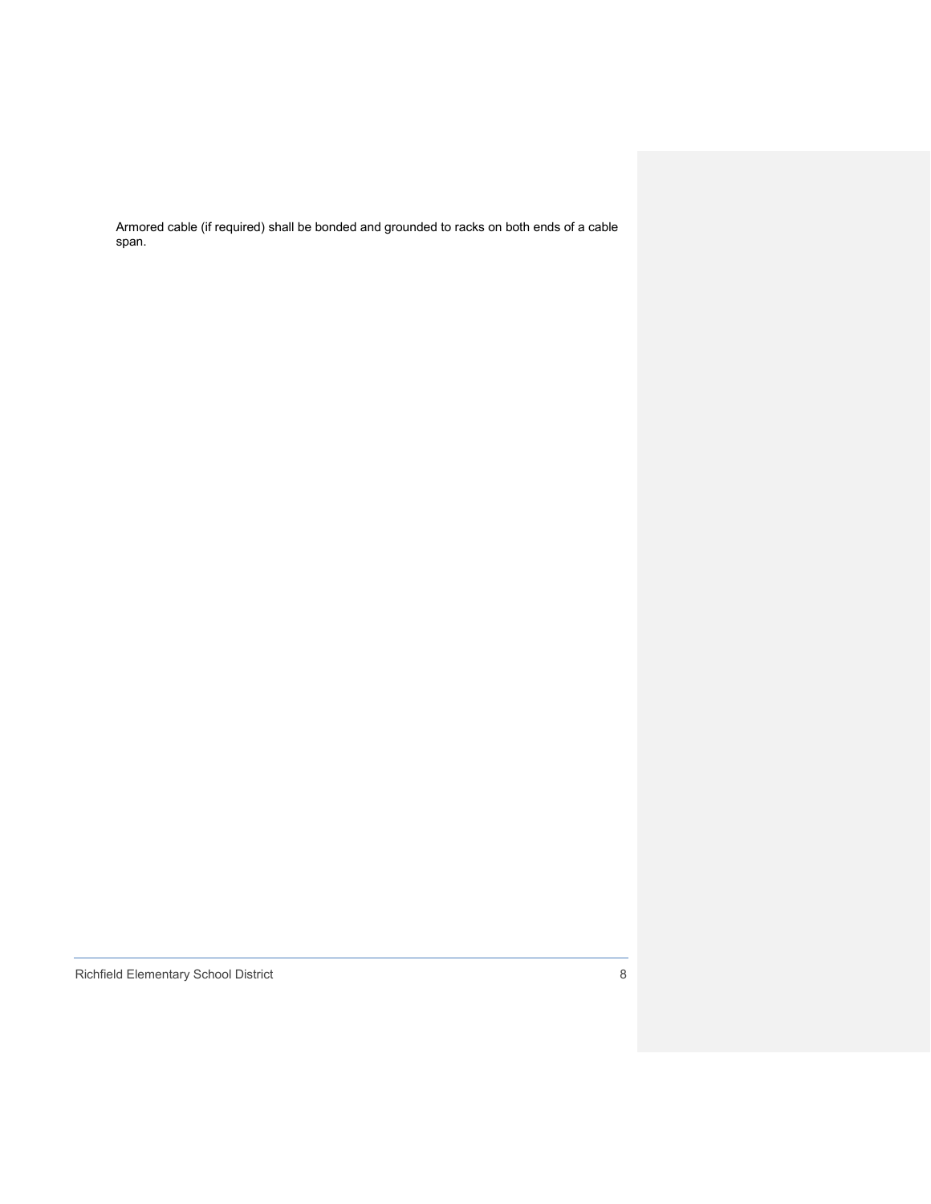Armored cable (if required) shall be bonded and grounded to racks on both ends of a cable span.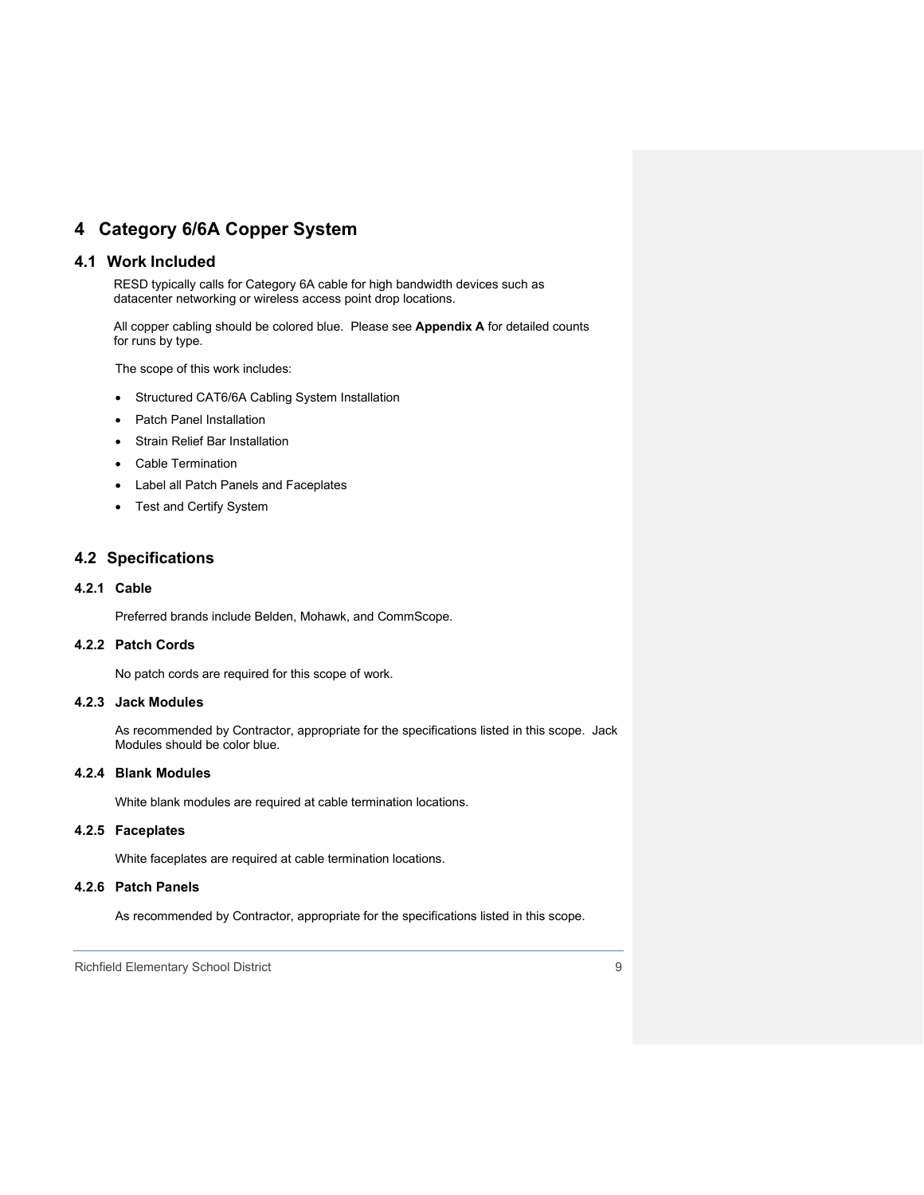# 4 Category 6/6A Copper System

## 4.1 Work Included

RESD typically calls for Category 6A cable for high bandwidth devices such as datacenter networking or wireless access point drop locations.

All copper cabling should be colored blue. Please see **Appendix A** for detailed counts for runs by type.

The scope of this work includes:

- Structured CAT6/6A Cabling System Installation
- Patch Panel Installation
- Strain Relief Bar Installation
- Cable Termination
- Label all Patch Panels and Faceplates
- Test and Certify System

## 4.2 Specifications

### 4.2.1 Cable

Preferred brands include Belden, Mohawk, and CommScope.

### 4.2.2 Patch Cords

No patch cords are required for this scope of work.

### 4.2.3 Jack Modules

As recommended by Contractor, appropriate for the specifications listed in this scope. Jack Modules should be color blue.

### 4.2.4 Blank Modules

White blank modules are required at cable termination locations.

### 4.2.5 Faceplates

White faceplates are required at cable termination locations.

### 4.2.6 Patch Panels

As recommended by Contractor, appropriate for the specifications listed in this scope.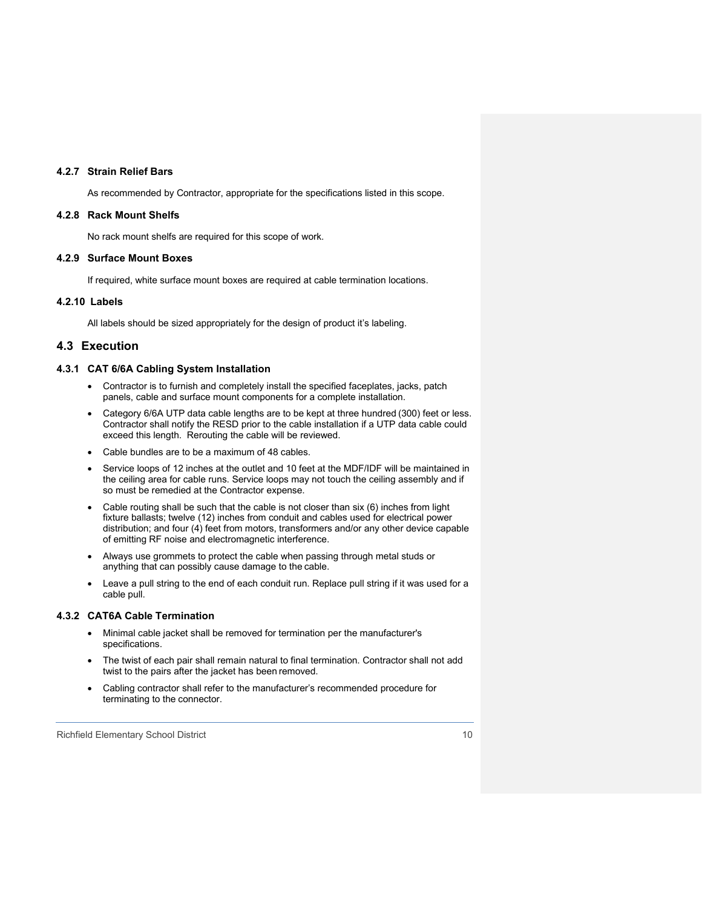#### 4.2.7 Strain Relief Bars

As recommended by Contractor, appropriate for the specifications listed in this scope.

#### 4.2.8 Rack Mount Shelfs

No rack mount shelfs are required for this scope of work.

#### 4.2.9 Surface Mount Boxes

If required, white surface mount boxes are required at cable termination locations.

#### 4.2.10 Labels

All labels should be sized appropriately for the design of product it's labeling.

### 4.3 Execution

#### 4.3.1 CAT 6/6A Cabling System Installation

- Contractor is to furnish and completely install the specified faceplates, jacks, patch panels, cable and surface mount components for a complete installation.
- Category 6/6A UTP data cable lengths are to be kept at three hundred (300) feet or less. Contractor shall notify the RESD prior to the cable installation if a UTP data cable could exceed this length. Rerouting the cable will be reviewed.
- Cable bundles are to be a maximum of 48 cables.
- Service loops of 12 inches at the outlet and 10 feet at the MDF/IDF will be maintained in the ceiling area for cable runs. Service loops may not touch the ceiling assembly and if so must be remedied at the Contractor expense.
- Cable routing shall be such that the cable is not closer than six (6) inches from light fixture ballasts; twelve (12) inches from conduit and cables used for electrical power distribution; and four (4) feet from motors, transformers and/or any other device capable of emitting RF noise and electromagnetic interference.
- Always use grommets to protect the cable when passing through metal studs or anything that can possibly cause damage to the cable.
- Leave a pull string to the end of each conduit run. Replace pull string if it was used for a cable pull.

#### 4.3.2 CAT6A Cable Termination

- Minimal cable jacket shall be removed for termination per the manufacturer's specifications.
- The twist of each pair shall remain natural to final termination. Contractor shall not add twist to the pairs after the jacket has been removed.
- Cabling contractor shall refer to the manufacturer's recommended procedure for terminating to the connector.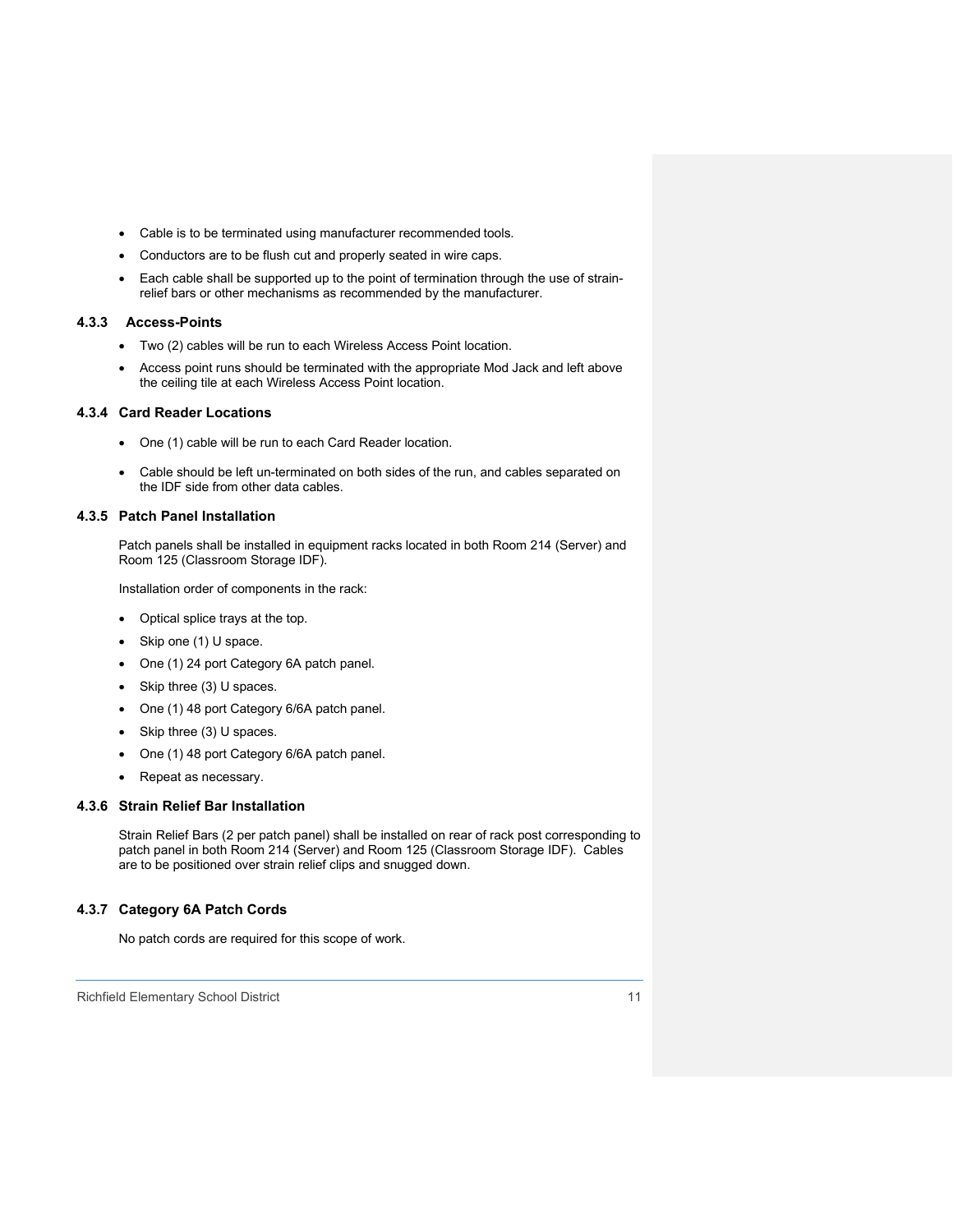- Cable is to be terminated using manufacturer recommended tools.
- Conductors are to be flush cut and properly seated in wire caps.
- Each cable shall be supported up to the point of termination through the use of strain-relief bars or other mechanisms as recommended by the manufacturer.

### 4.3.3 Access-Points

- Two (2) cables will be run to each Wireless Access Point location.
- Access point runs should be terminated with the appropriate Mod Jack and left above the ceiling tile at each Wireless Access Point location.

### 4.3.4 Card Reader Locations

- One (1) cable will be run to each Card Reader location.
- Cable should be left un-terminated on both sides of the run, and cables separated on the IDF side from other data cables.

### 4.3.5 Patch Panel Installation

Patch panels shall be installed in equipment racks located in both Room 214 (Server) and Room 125 (Classroom Storage IDF).

Installation order of components in the rack:

- Optical splice trays at the top.
- Skip one (1) U space.
- One (1) 24 port Category 6A patch panel.
- Skip three (3) U spaces.
- One (1) 48 port Category 6/6A patch panel.
- Skip three (3) U spaces.
- One (1) 48 port Category 6/6A patch panel.
- Repeat as necessary.

### 4.3.6 Strain Relief Bar Installation

Strain Relief Bars (2 per patch panel) shall be installed on rear of rack post corresponding to patch panel in both Room 214 (Server) and Room 125 (Classroom Storage IDF). Cables are to be positioned over strain relief clips and snugged down.

### 4.3.7 Category 6A Patch Cords

No patch cords are required for this scope of work.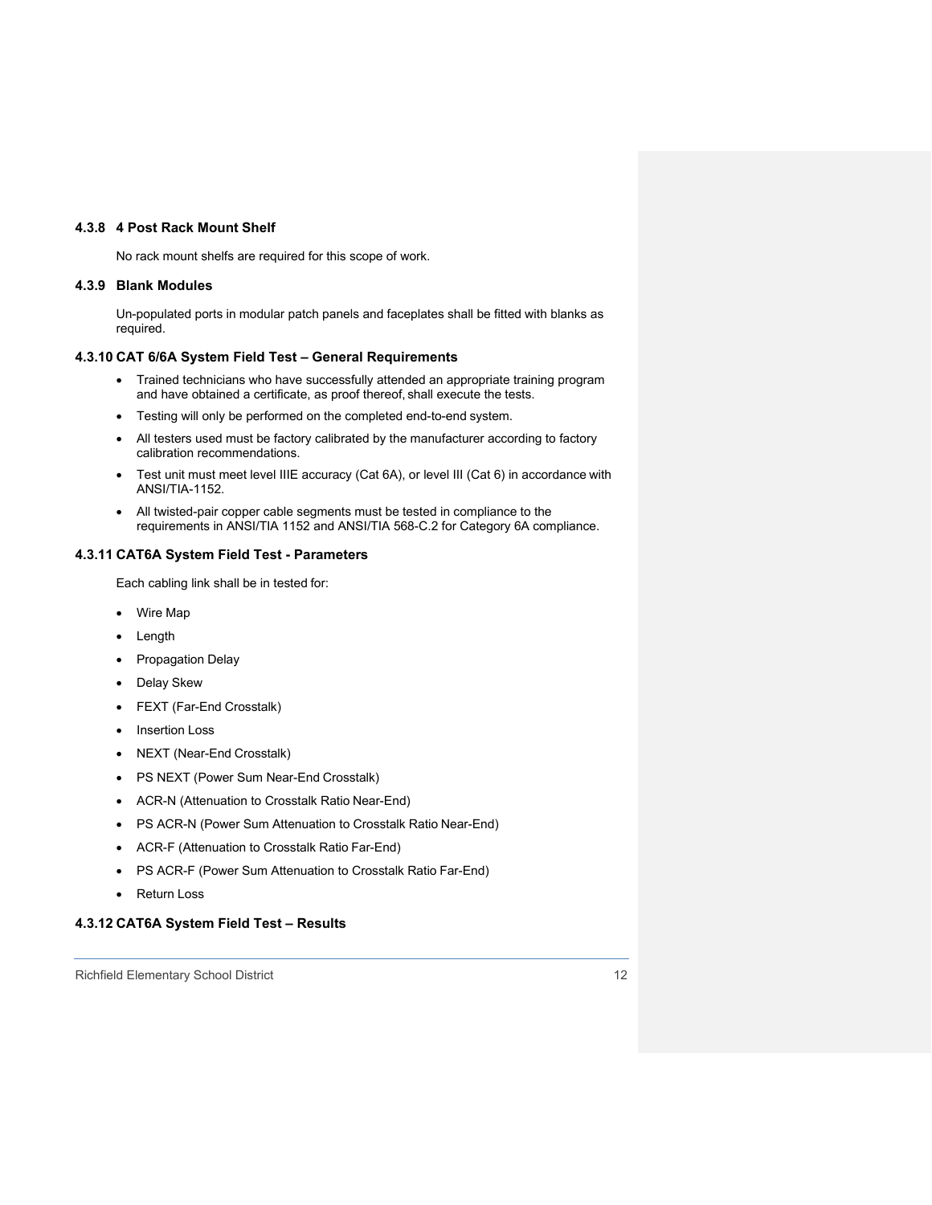### 4.3.8 4 Post Rack Mount Shelf

No rack mount shelfs are required for this scope of work.

### 4.3.9 Blank Modules

Un-populated ports in modular patch panels and faceplates shall be fitted with blanks as required.

### 4.3.10 CAT 6/6A System Field Test – General Requirements

- Trained technicians who have successfully attended an appropriate training program and have obtained a certificate, as proof thereof, shall execute the tests.
- Testing will only be performed on the completed end-to-end system.
- All testers used must be factory calibrated by the manufacturer according to factory calibration recommendations.
- Test unit must meet level IIIE accuracy (Cat 6A), or level III (Cat 6) in accordance with ANSI/TIA-1152.
- All twisted-pair copper cable segments must be tested in compliance to the requirements in ANSI/TIA 1152 and ANSI/TIA 568-C.2 for Category 6A compliance.

### 4.3.11 CAT6A System Field Test - Parameters

Each cabling link shall be in tested for:

- Wire Map
- Length
- Propagation Delay
- Delay Skew
- FEXT (Far-End Crosstalk)
- Insertion Loss
- NEXT (Near-End Crosstalk)
- PS NEXT (Power Sum Near-End Crosstalk)
- ACR-N (Attenuation to Crosstalk Ratio Near-End)
- PS ACR-N (Power Sum Attenuation to Crosstalk Ratio Near-End)
- ACR-F (Attenuation to Crosstalk Ratio Far-End)
- PS ACR-F (Power Sum Attenuation to Crosstalk Ratio Far-End)
- Return Loss

### 4.3.12 CAT6A System Field Test – Results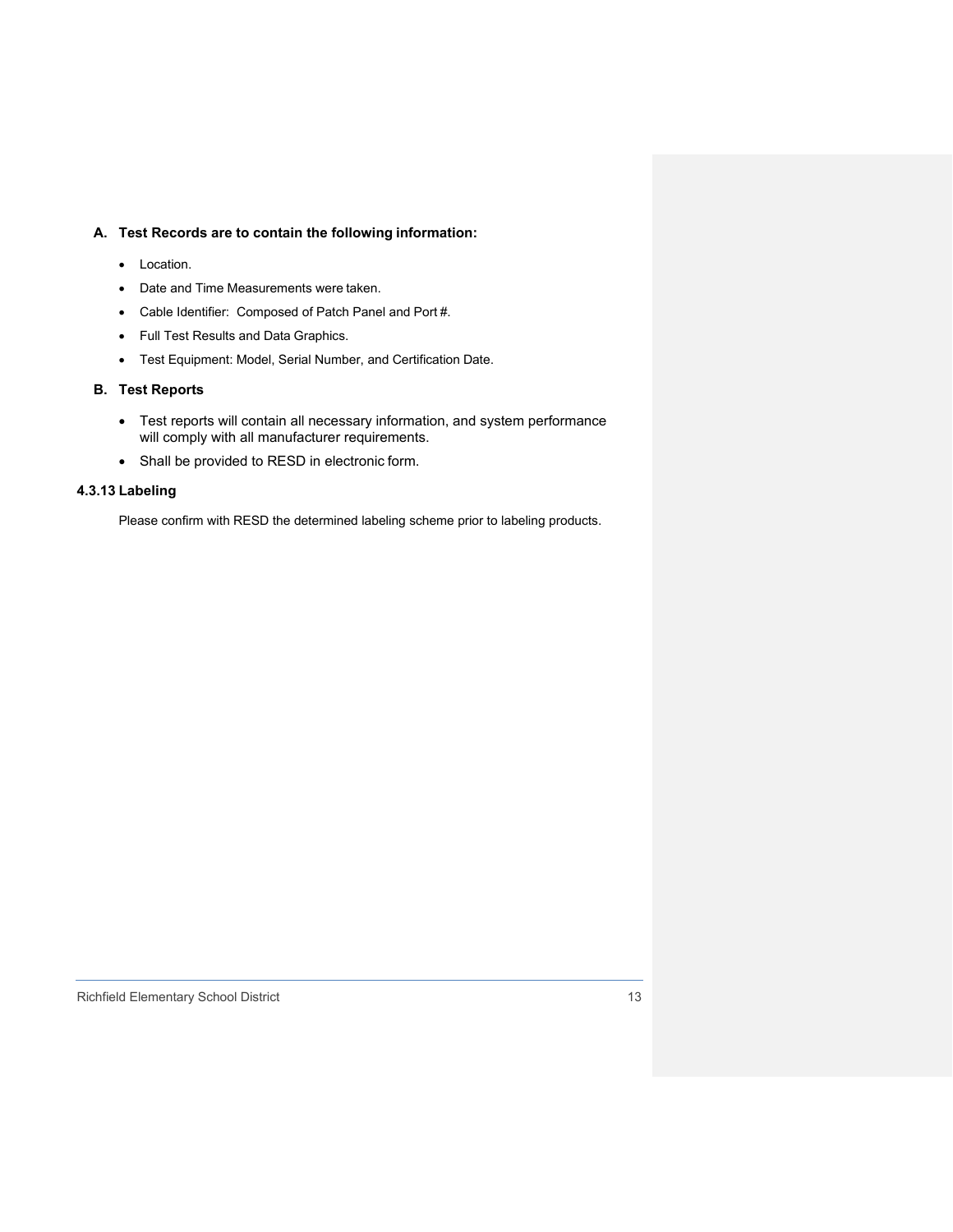### A. Test Records are to contain the following information:

- Location.
- Date and Time Measurements were taken.
- Cable Identifier: Composed of Patch Panel and Port #.
- Full Test Results and Data Graphics.
- Test Equipment: Model, Serial Number, and Certification Date.

### B. Test Reports

- Test reports will contain all necessary information, and system performance will comply with all manufacturer requirements.
- Shall be provided to RESD in electronic form.

## 4.3.13 Labeling

Please confirm with RESD the determined labeling scheme prior to labeling products.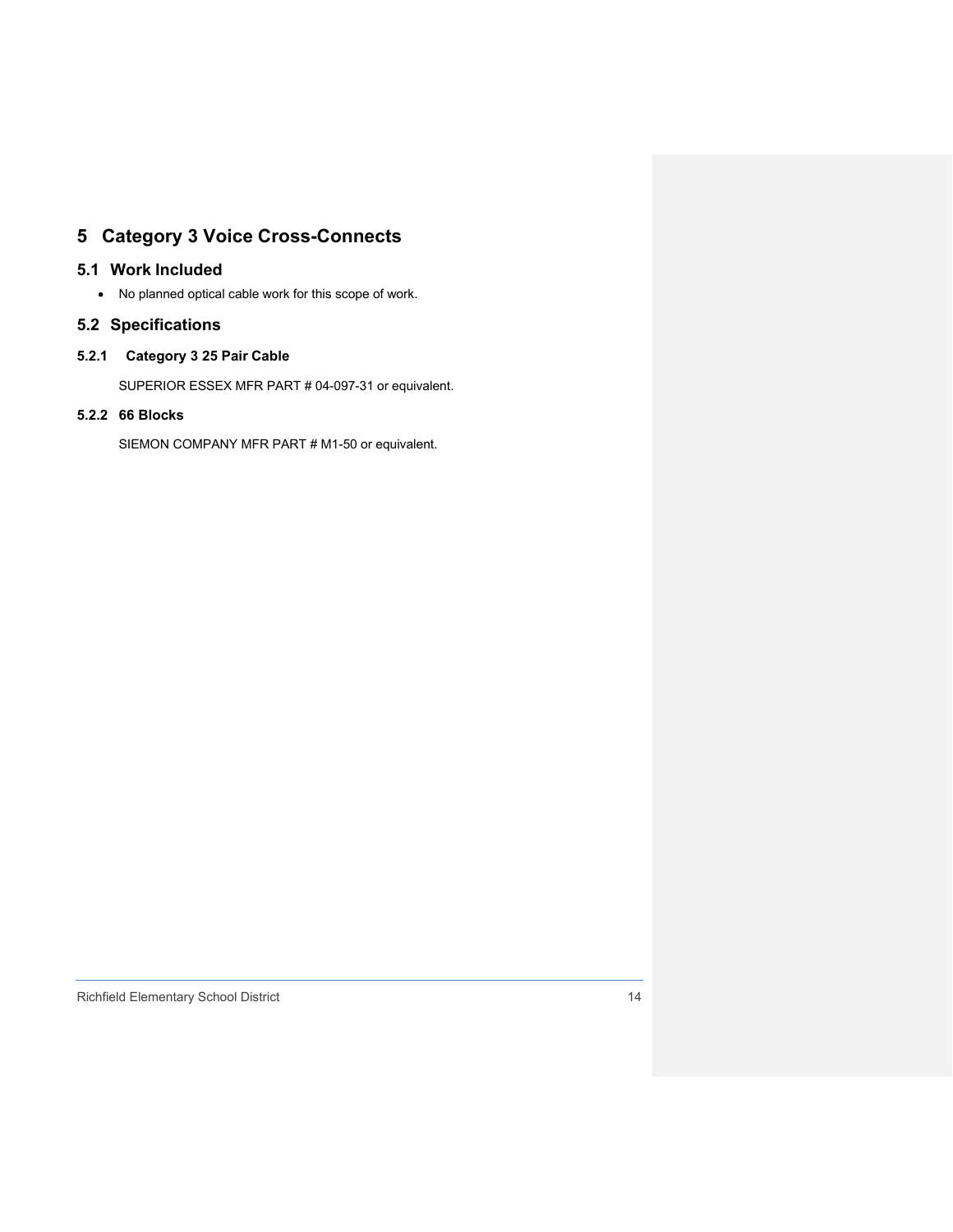# 5 Category 3 Voice Cross-Connects

## 5.1 Work Included

- No planned optical cable work for this scope of work.

## 5.2 Specifications

### 5.2.1 Category 3 25 Pair Cable

SUPERIOR ESSEX MFR PART # 04-097-31 or equivalent.

### 5.2.2 66 Blocks

SIEMON COMPANY MFR PART # M1-50 or equivalent.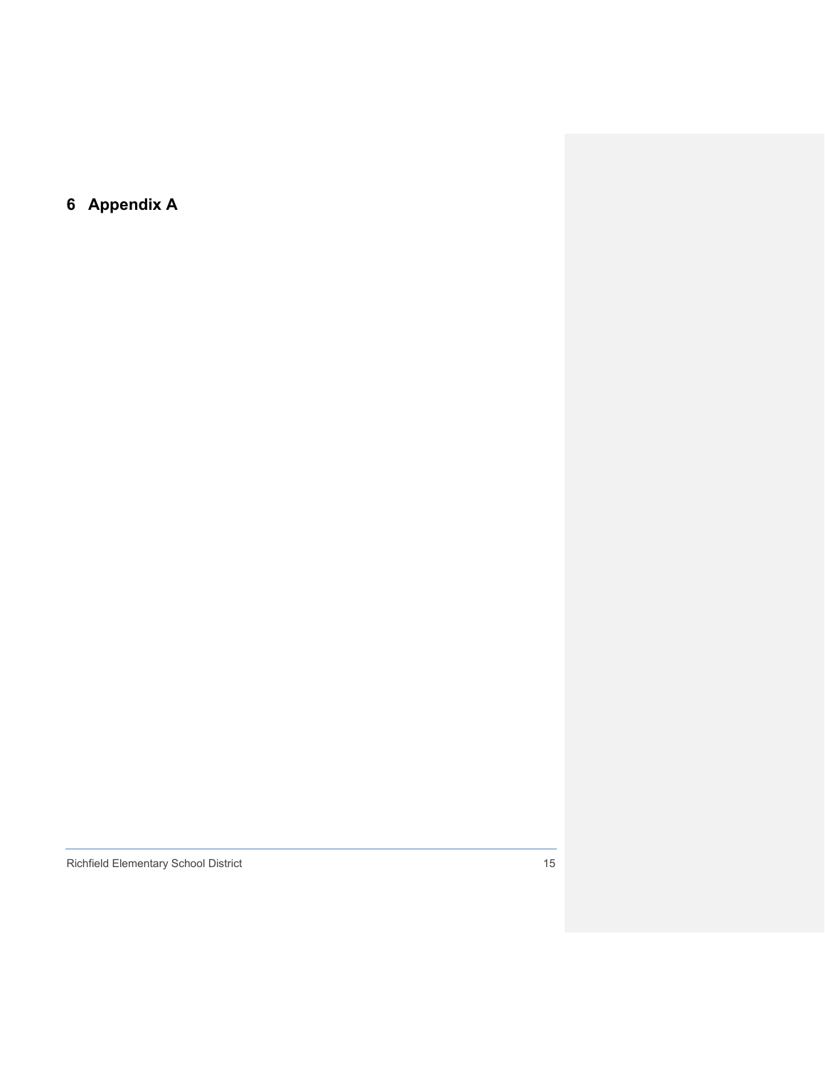# 6 Appendix A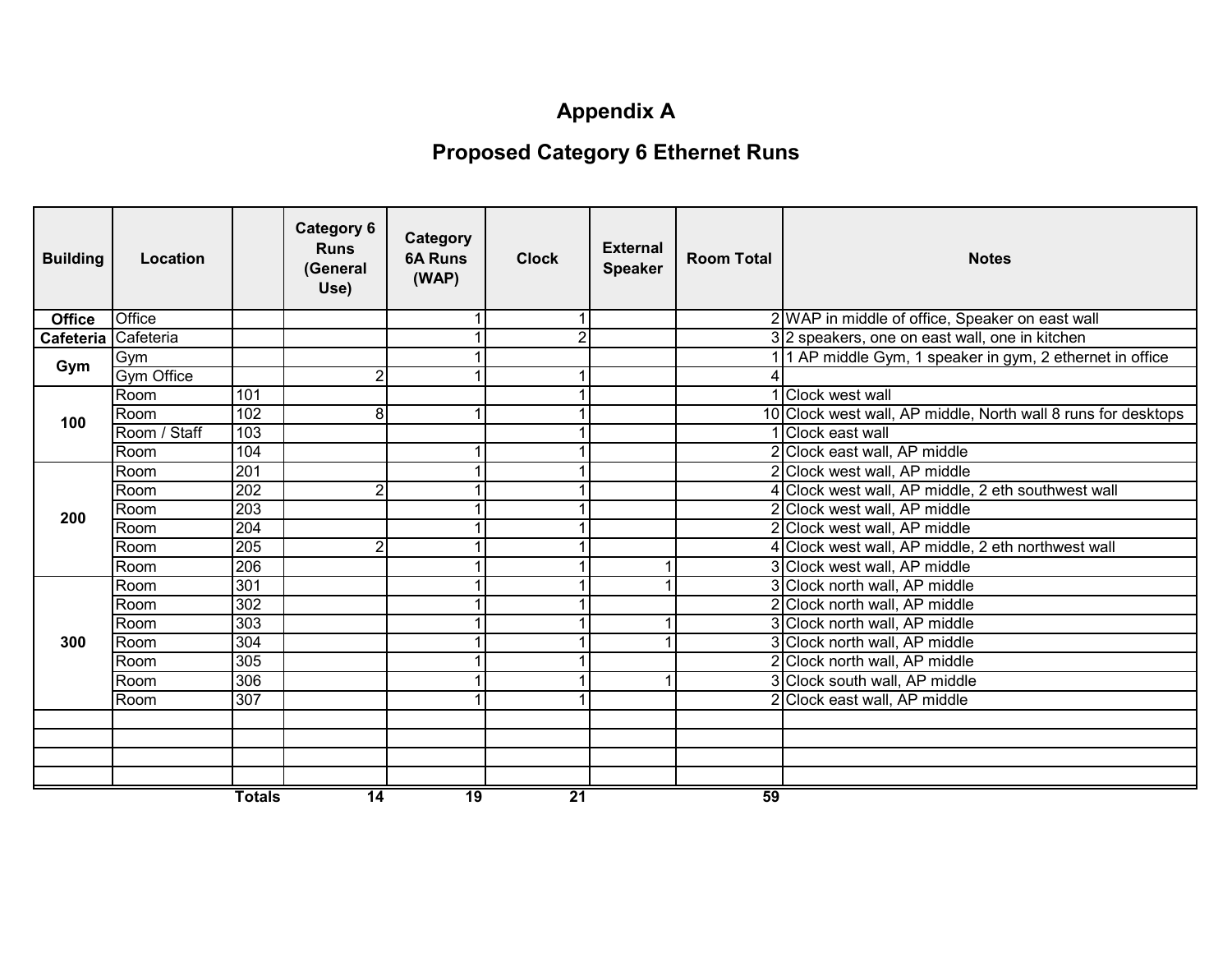# Appendix A

## Proposed Category 6 Ethernet Runs

| Building | Location | | Category 6 Runs (General Use) | Category 6A Runs (WAP) | Clock | External Speaker | Room Total | Notes |
|---|---|---|---|---|---|---|---|---|
| Office | Office | | | 1 | 1 | | 2 | WAP in middle of office, Speaker on east wall |
| Cafeteria | Cafeteria | | | 1 | 2 | | 3 | 2 speakers, one on east wall, one in kitchen |
| Gym | Gym | | | 1 | | | 1 | 1 AP middle Gym, 1 speaker in gym, 2 ethernet in office |
| | Gym Office | | 2 | 1 | 1 | | 4 | |
| 100 | Room | 101 | | | 1 | | 1 | Clock west wall |
| | Room | 102 | 8 | 1 | 1 | | 10 | Clock west wall, AP middle, North wall 8 runs for desktops |
| | Room / Staff | 103 | | | 1 | | 1 | Clock east wall |
| | Room | 104 | | 1 | 1 | | 2 | Clock east wall, AP middle |
| 200 | Room | 201 | | 1 | 1 | | 2 | Clock west wall, AP middle |
| | Room | 202 | 2 | 1 | 1 | | 4 | Clock west wall, AP middle, 2 eth southwest wall |
| | Room | 203 | | 1 | 1 | | 2 | Clock west wall, AP middle |
| | Room | 204 | | 1 | 1 | | 2 | Clock west wall, AP middle |
| | Room | 205 | 2 | 1 | 1 | | 4 | Clock west wall, AP middle, 2 eth northwest wall |
| | Room | 206 | | 1 | 1 | 1 | 3 | Clock west wall, AP middle |
| 300 | Room | 301 | | 1 | 1 | 1 | 3 | Clock north wall, AP middle |
| | Room | 302 | | 1 | 1 | | 2 | Clock north wall, AP middle |
| | Room | 303 | | 1 | 1 | 1 | 3 | Clock north wall, AP middle |
| | Room | 304 | | 1 | 1 | 1 | 3 | Clock north wall, AP middle |
| | Room | 305 | | 1 | 1 | | 2 | Clock north wall, AP middle |
| | Room | 306 | | 1 | 1 | 1 | 3 | Clock south wall, AP middle |
| | Room | 307 | | 1 | 1 | | 2 | Clock east wall, AP middle |
| | | | | | | | | |
| | | | | | | | | |
| | | | | | | | | |
| | | | | | | | | |
| | | **Totals** | **14** | **19** | **21** | | **59** | |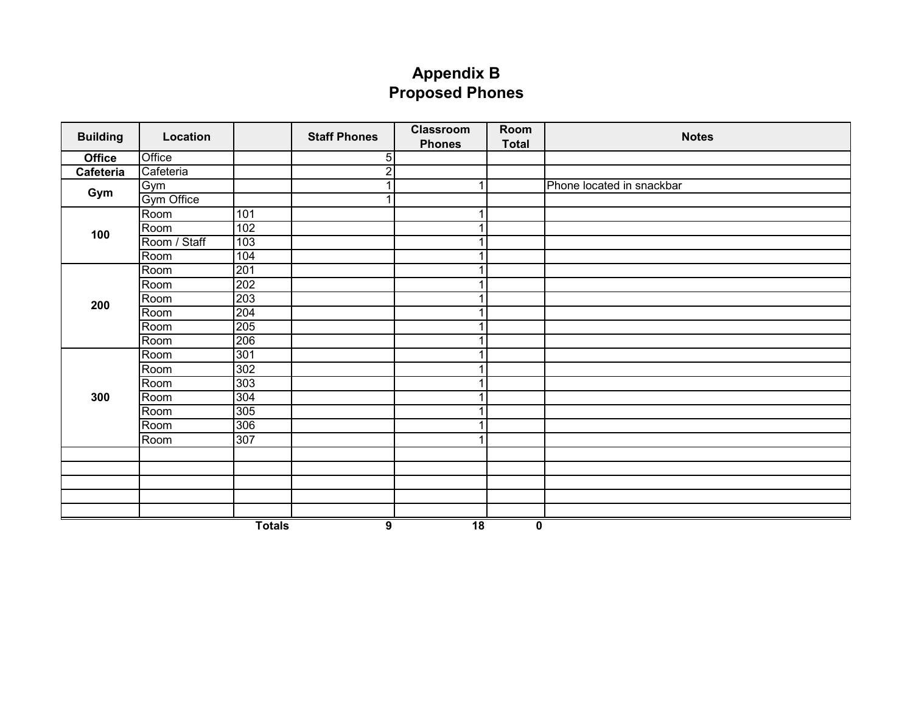# Appendix B
## Proposed Phones

| Building | Location | | Staff Phones | Classroom Phones | Room Total | Notes |
|---|---|---|---|---|---|---|
| **Office** | Office | | 5 | | | |
| **Cafeteria** | Cafeteria | | 2 | | | |
| **Gym** | Gym | | 1 | 1 | | Phone located in snackbar |
| | Gym Office | | 1 | | | |
| **100** | Room | 101 | | 1 | | |
| | Room | 102 | | 1 | | |
| | Room / Staff | 103 | | 1 | | |
| | Room | 104 | | 1 | | |
| **200** | Room | 201 | | 1 | | |
| | Room | 202 | | 1 | | |
| | Room | 203 | | 1 | | |
| | Room | 204 | | 1 | | |
| | Room | 205 | | 1 | | |
| | Room | 206 | | 1 | | |
| **300** | Room | 301 | | 1 | | |
| | Room | 302 | | 1 | | |
| | Room | 303 | | 1 | | |
| | Room | 304 | | 1 | | |
| | Room | 305 | | 1 | | |
| | Room | 306 | | 1 | | |
| | Room | 307 | | 1 | | |
| | | | | | | |
| | | | | | | |
| | | | | | | |
| | | | | | | |
| | | | | | | |
| | | **Totals** | **9** | **18** | **0** | |